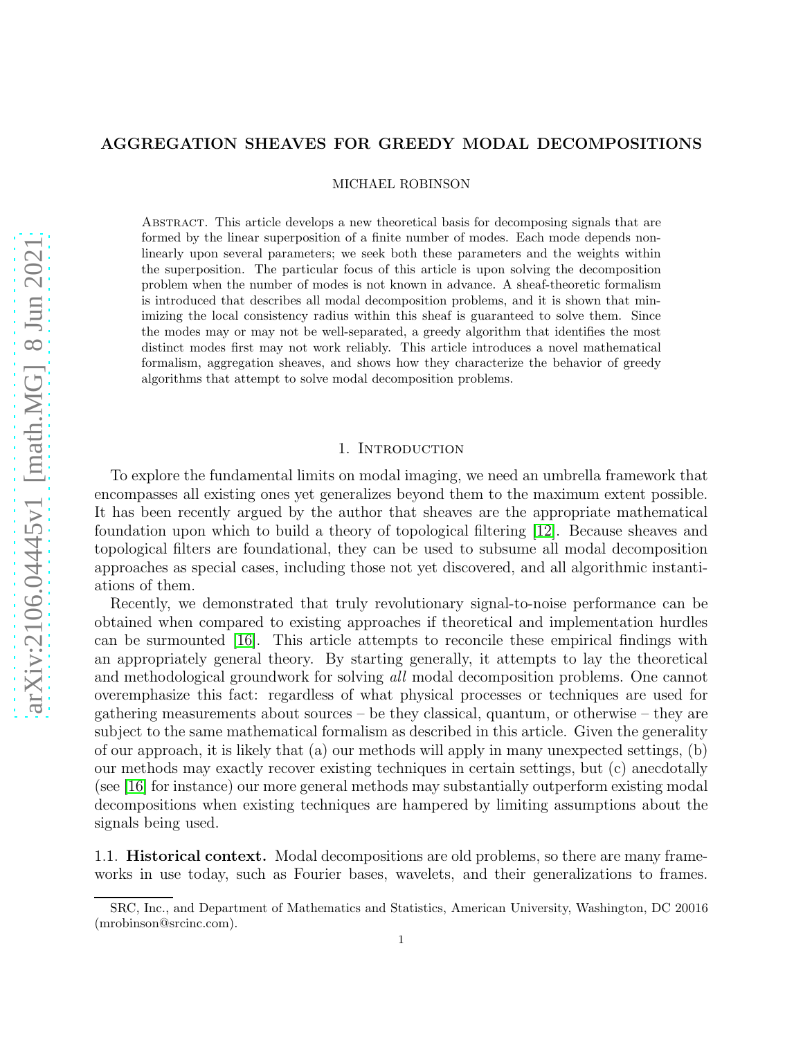# AGGREGATION SHEAVES FOR GREEDY MODAL DECOMPOSITIONS

MICHAEL ROBINSON

ABSTRACT. This article develops a new theoretical basis for decomposing signals that are formed by the linear superposition of a finite number of modes. Each mode depends nonlinearly upon several parameters; we seek both these parameters and the weights within the superposition. The particular focus of this article is upon solving the decomposition problem when the number of modes is not known in advance. A sheaf-theoretic formalism is introduced that describes all modal decomposition problems, and it is shown that minimizing the local consistency radius within this sheaf is guaranteed to solve them. Since the modes may or may not be well-separated, a greedy algorithm that identifies the most distinct modes first may not work reliably. This article introduces a novel mathematical formalism, aggregation sheaves, and shows how they characterize the behavior of greedy algorithms that attempt to solve modal decomposition problems.

## 1. INTRODUCTION

To explore the fundamental limits on modal imaging, we need an umbrella framework that encompasses all existing ones yet generalizes beyond them to the maximum extent possible. It has been recently argued by the author that sheaves are the appropriate mathematical foundation upon which to build a theory of topological filtering [12]. Because sheaves and topological filters are foundational, they can be used to subsume all modal decomposition approaches as special cases, including those not yet discovered, and all algorithmic instantiations of them.

Recently, we demonstrated that truly revolutionary signal-to-noise performance can be obtained when compared to existing approaches if theoretical and implementation hurdles can be surmounted [16]. This article attempts to reconcile these empirical findings with an appropriately general theory. By starting generally, it attempts to lay the theoretical and methodological groundwork for solving *all* modal decomposition problems. One cannot overemphasize this fact: regardless of what physical processes or techniques are used for gathering measurements about sources – be they classical, quantum, or otherwise – they are subject to the same mathematical formalism as described in this article. Given the generality of our approach, it is likely that (a) our methods will apply in many unexpected settings, (b) our methods may exactly recover existing techniques in certain settings, but (c) anecdotally (see [16] for instance) our more general methods may substantially outperform existing modal decompositions when existing techniques are hampered by limiting assumptions about the signals being used.

### 1.1. Historical context.

Modal decompositions are old problems, so there are many frameworks in use today, such as Fourier bases, wavelets, and their generalizations to frames.

SRC, Inc., and Department of Mathematics and Statistics, American University, Washington, DC 20016 (mrobinson@srcinc.com).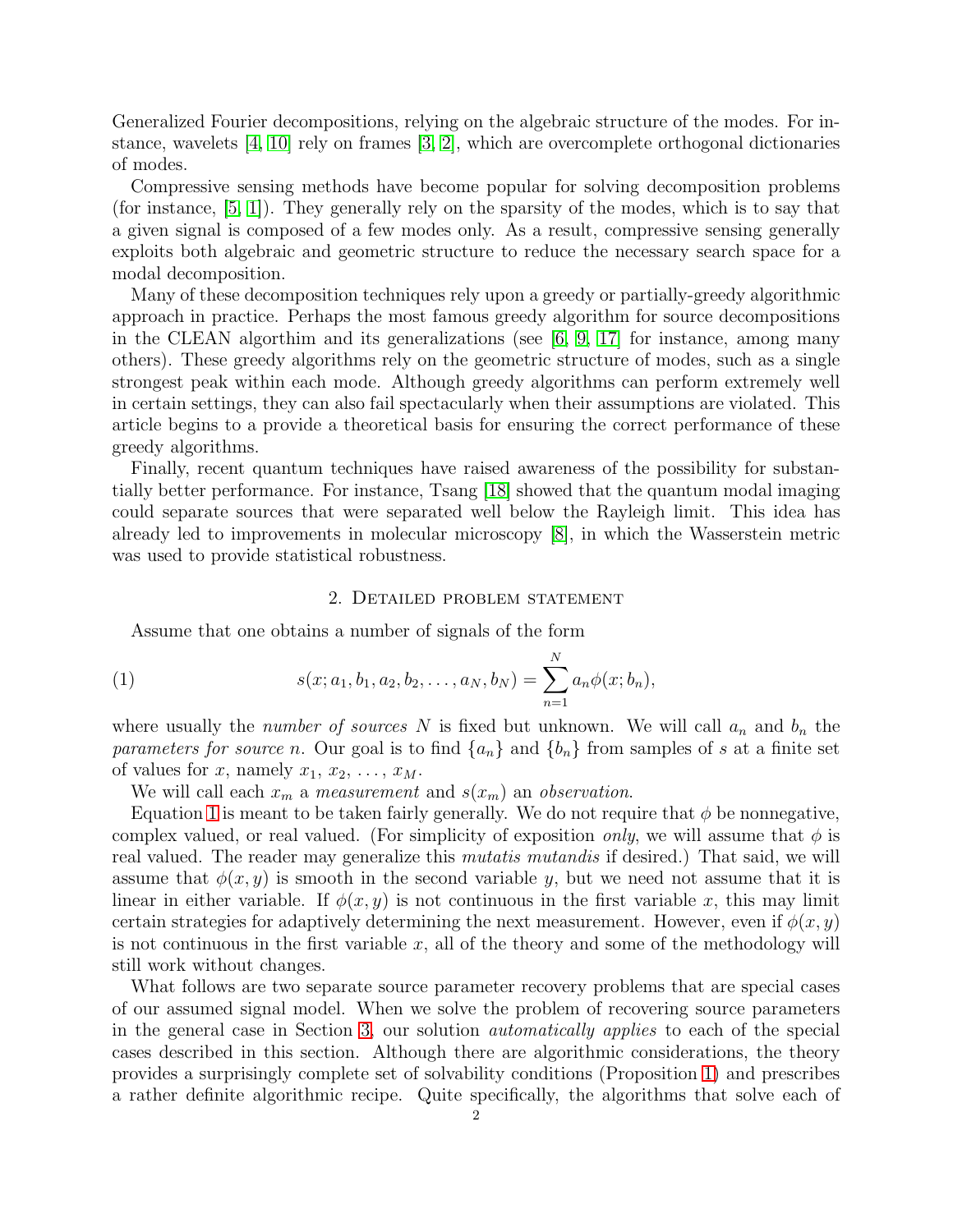Generalized Fourier decompositions, relying on the algebraic structure of the modes. For instance, wavelets [4, 10] rely on frames [3, 2], which are overcomplete orthogonal dictionaries of modes.

Compressive sensing methods have become popular for solving decomposition problems (for instance, [5, 1]). They generally rely on the sparsity of the modes, which is to say that a given signal is composed of a few modes only. As a result, compressive sensing generally exploits both algebraic and geometric structure to reduce the necessary search space for a modal decomposition.

Many of these decomposition techniques rely upon a greedy or partially-greedy algorithmic approach in practice. Perhaps the most famous greedy algorithm for source decompositions in the CLEAN algorthim and its generalizations (see [6, 9, 17] for instance, among many others). These greedy algorithms rely on the geometric structure of modes, such as a single strongest peak within each mode. Although greedy algorithms can perform extremely well in certain settings, they can also fail spectacularly when their assumptions are violated. This article begins to a provide a theoretical basis for ensuring the correct performance of these greedy algorithms.

Finally, recent quantum techniques have raised awareness of the possibility for substantially better performance. For instance, Tsang [18] showed that the quantum modal imaging could separate sources that were separated well below the Rayleigh limit. This idea has already led to improvements in molecular microscopy [8], in which the Wasserstein metric was used to provide statistical robustness.

## 2. Detailed problem statement

Assume that one obtains a number of signals of the form

$$s(x; a_1, b_1, a_2, b_2, \ldots, a_N, b_N) = \sum_{n=1}^{N} a_n \phi(x; b_n), \tag{1}$$

where usually the *number of sources* $N$ is fixed but unknown. We will call $a_n$ and $b_n$ the *parameters for source* $n$. Our goal is to find $\{a_n\}$ and $\{b_n\}$ from samples of $s$ at a finite set of values for $x$, namely $x_1, x_2, \ldots, x_M$.

We will call each $x_m$ a *measurement* and $s(x_m)$ an *observation*.

Equation 1 is meant to be taken fairly generally. We do not require that $\phi$ be nonnegative, complex valued, or real valued. (For simplicity of exposition *only*, we will assume that $\phi$ is real valued. The reader may generalize this *mutatis mutandis* if desired.) That said, we will assume that $\phi(x, y)$ is smooth in the second variable $y$, but we need not assume that it is linear in either variable. If $\phi(x, y)$ is not continuous in the first variable $x$, this may limit certain strategies for adaptively determining the next measurement. However, even if $\phi(x, y)$ is not continuous in the first variable $x$, all of the theory and some of the methodology will still work without changes.

What follows are two separate source parameter recovery problems that are special cases of our assumed signal model. When we solve the problem of recovering source parameters in the general case in Section 3, our solution *automatically applies* to each of the special cases described in this section. Although there are algorithmic considerations, the theory provides a surprisingly complete set of solvability conditions (Proposition 1) and prescribes a rather definite algorithmic recipe. Quite specifically, the algorithms that solve each of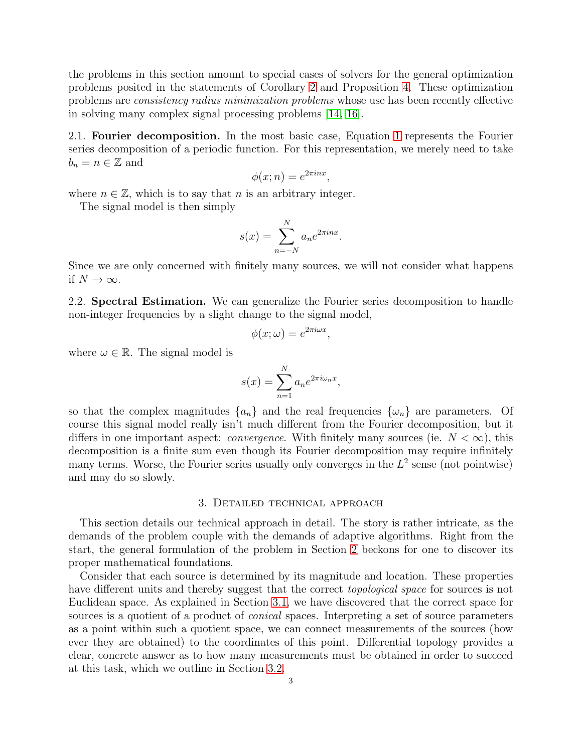the problems in this section amount to special cases of solvers for the general optimization problems posited in the statements of Corollary 2 and Proposition 4. These optimization problems are *consistency radius minimization problems* whose use has been recently effective in solving many complex signal processing problems [14, 16].

2.1. **Fourier decomposition.** In the most basic case, Equation 1 represents the Fourier series decomposition of a periodic function. For this representation, we merely need to take $b_n = n \in \mathbb{Z}$ and

$$\phi(x; n) = e^{2\pi i n x},$$

where $n \in \mathbb{Z}$, which is to say that $n$ is an arbitrary integer.

The signal model is then simply

$$s(x) = \sum_{n=-N}^{N} a_n e^{2\pi i n x}.$$

Since we are only concerned with finitely many sources, we will not consider what happens if $N \to \infty$.

2.2. **Spectral Estimation.** We can generalize the Fourier series decomposition to handle non-integer frequencies by a slight change to the signal model,

$$\phi(x; \omega) = e^{2\pi i \omega x},$$

where $\omega \in \mathbb{R}$. The signal model is

$$s(x) = \sum_{n=1}^{N} a_n e^{2\pi i \omega_n x},$$

so that the complex magnitudes $\{a_n\}$ and the real frequencies $\{\omega_n\}$ are parameters. Of course this signal model really isn't much different from the Fourier decomposition, but it differs in one important aspect: *convergence*. With finitely many sources (ie. $N < \infty$), this decomposition is a finite sum even though its Fourier decomposition may require infinitely many terms. Worse, the Fourier series usually only converges in the $L^2$ sense (not pointwise) and may do so slowly.

## 3. Detailed technical approach

This section details our technical approach in detail. The story is rather intricate, as the demands of the problem couple with the demands of adaptive algorithms. Right from the start, the general formulation of the problem in Section 2 beckons for one to discover its proper mathematical foundations.

Consider that each source is determined by its magnitude and location. These properties have different units and thereby suggest that the correct *topological space* for sources is not Euclidean space. As explained in Section 3.1, we have discovered that the correct space for sources is a quotient of a product of *conical* spaces. Interpreting a set of source parameters as a point within such a quotient space, we can connect measurements of the sources (how ever they are obtained) to the coordinates of this point. Differential topology provides a clear, concrete answer as to how many measurements must be obtained in order to succeed at this task, which we outline in Section 3.2.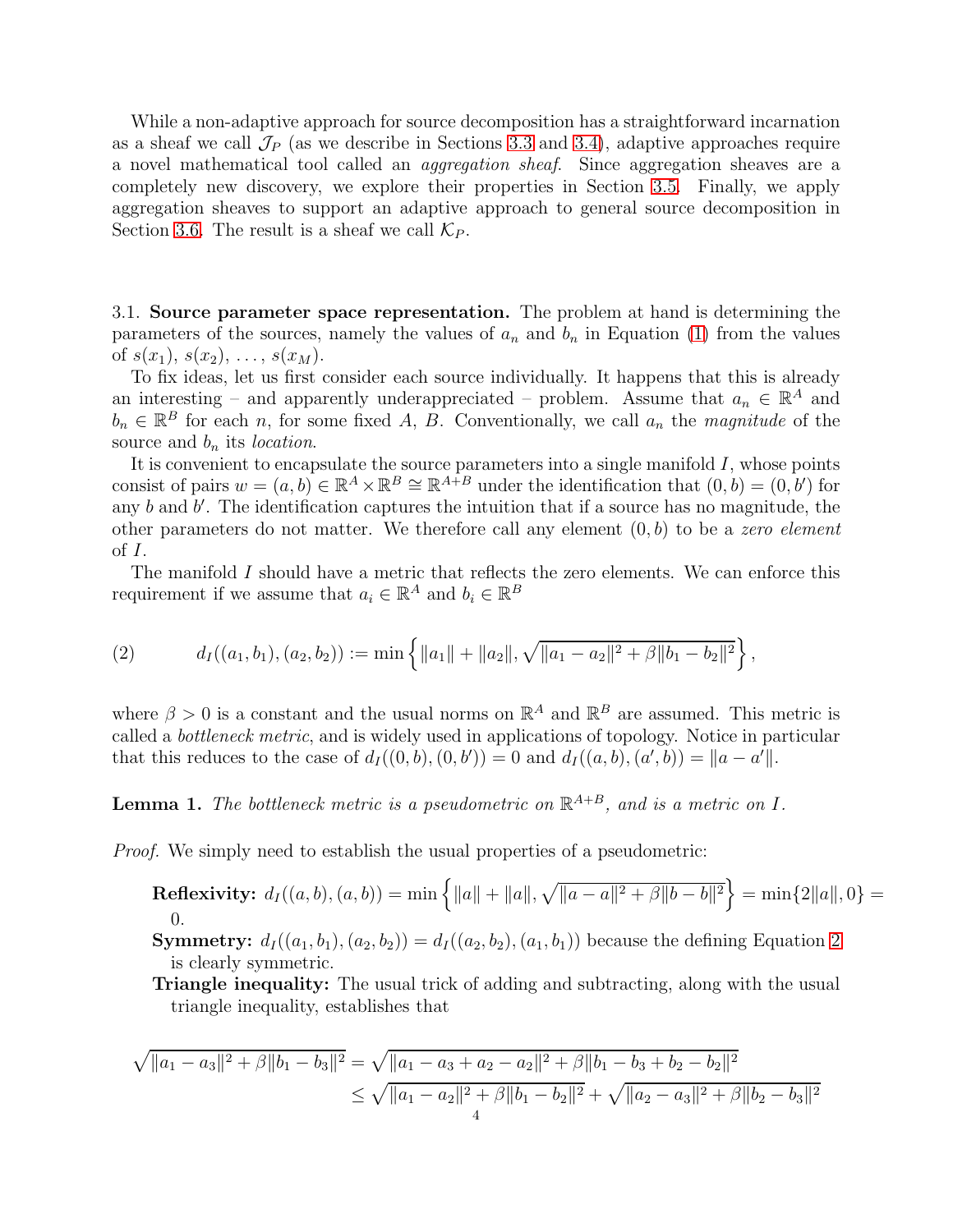While a non-adaptive approach for source decomposition has a straightforward incarnation as a sheaf we call $\mathcal{J}_P$ (as we describe in Sections 3.3 and 3.4), adaptive approaches require a novel mathematical tool called an *aggregation sheaf*. Since aggregation sheaves are a completely new discovery, we explore their properties in Section 3.5. Finally, we apply aggregation sheaves to support an adaptive approach to general source decomposition in Section 3.6. The result is a sheaf we call $\mathcal{K}_P$.

3.1. **Source parameter space representation.** The problem at hand is determining the parameters of the sources, namely the values of $a_n$ and $b_n$ in Equation (1) from the values of $s(x_1)$, $s(x_2)$, ..., $s(x_M)$.

To fix ideas, let us first consider each source individually. It happens that this is already an interesting – and apparently underappreciated – problem. Assume that $a_n \in \mathbb{R}^A$ and $b_n \in \mathbb{R}^B$ for each $n$, for some fixed $A$, $B$. Conventionally, we call $a_n$ the *magnitude* of the source and $b_n$ its *location*.

It is convenient to encapsulate the source parameters into a single manifold $I$, whose points consist of pairs $w = (a, b) \in \mathbb{R}^A \times \mathbb{R}^B \cong \mathbb{R}^{A+B}$ under the identification that $(0, b) = (0, b')$ for any $b$ and $b'$. The identification captures the intuition that if a source has no magnitude, the other parameters do not matter. We therefore call any element $(0, b)$ to be a *zero element* of $I$.

The manifold $I$ should have a metric that reflects the zero elements. We can enforce this requirement if we assume that $a_i \in \mathbb{R}^A$ and $b_i \in \mathbb{R}^B$

$$d_I((a_1, b_1), (a_2, b_2)) := \min \left\{ \|a_1\| + \|a_2\|, \sqrt{\|a_1 - a_2\|^2 + \beta \|b_1 - b_2\|^2} \right\}, \tag{2}$$

where $\beta > 0$ is a constant and the usual norms on $\mathbb{R}^A$ and $\mathbb{R}^B$ are assumed. This metric is called a *bottleneck metric*, and is widely used in applications of topology. Notice in particular that this reduces to the case of $d_I((0, b), (0, b')) = 0$ and $d_I((a, b), (a', b)) = \|a - a'\|$.

**Lemma 1.** *The bottleneck metric is a pseudometric on $\mathbb{R}^{A+B}$, and is a metric on $I$.*

*Proof.* We simply need to establish the usual properties of a pseudometric:

- **Reflexivity:** $d_I((a, b), (a, b)) = \min \left\{ \|a\| + \|a\|, \sqrt{\|a - a\|^2 + \beta \|b - b\|^2} \right\} = \min\{2\|a\|, 0\} = 0$.
- **Symmetry:** $d_I((a_1, b_1), (a_2, b_2)) = d_I((a_2, b_2), (a_1, b_1))$ because the defining Equation 2 is clearly symmetric.
- **Triangle inequality:** The usual trick of adding and subtracting, along with the usual triangle inequality, establishes that

$$\begin{aligned}
\sqrt{\|a_1 - a_3\|^2 + \beta \|b_1 - b_3\|^2} &= \sqrt{\|a_1 - a_3 + a_2 - a_2\|^2 + \beta \|b_1 - b_3 + b_2 - b_2\|^2} \\
&\leq \sqrt{\|a_1 - a_2\|^2 + \beta \|b_1 - b_2\|^2} + \sqrt{\|a_2 - a_3\|^2 + \beta \|b_2 - b_3\|^2}
\end{aligned}$$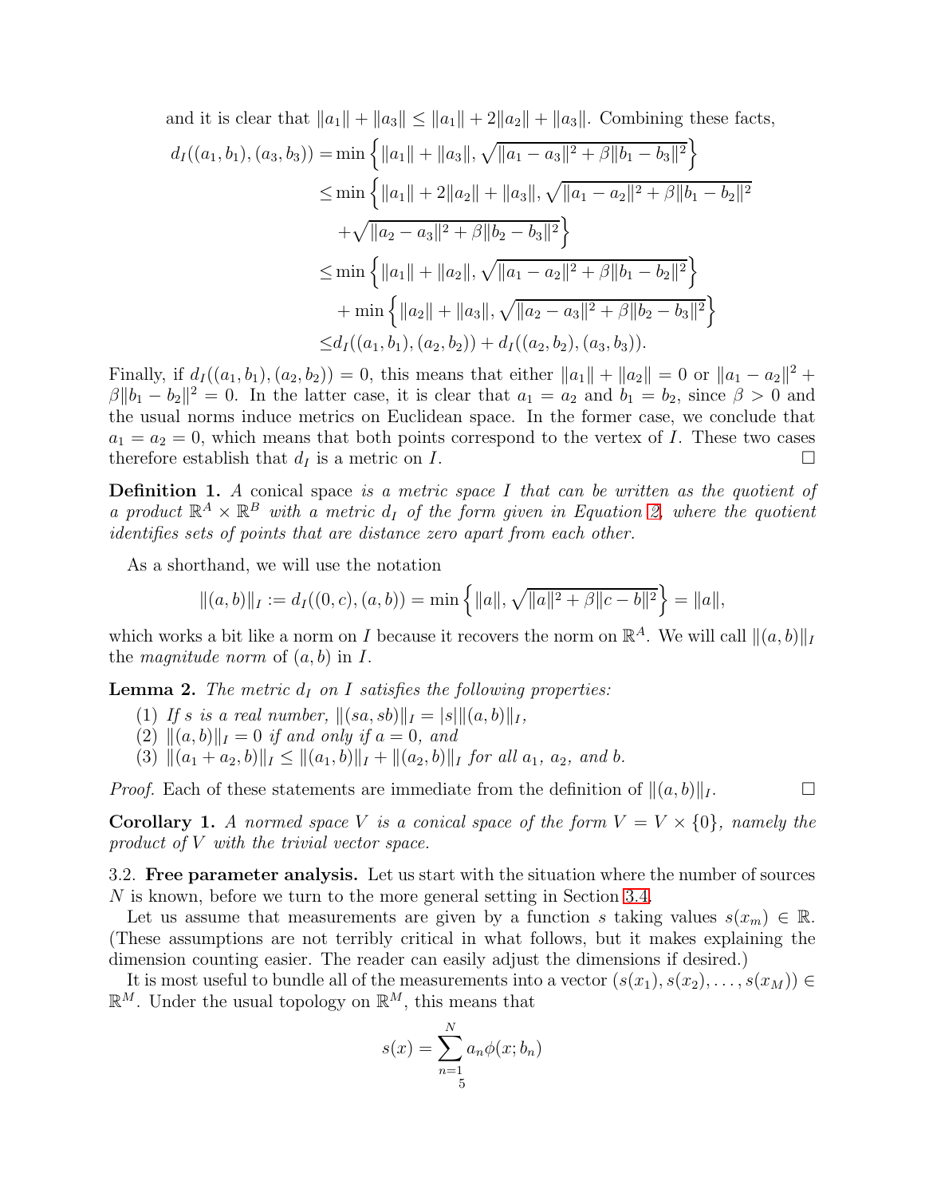and it is clear that $\|a_1\| + \|a_3\| \le \|a_1\| + 2\|a_2\| + \|a_3\|$. Combining these facts,

$$
\begin{aligned}
d_I((a_1,b_1),(a_3,b_3)) &= \min\left\{\|a_1\| + \|a_3\|, \sqrt{\|a_1 - a_3\|^2 + \beta\|b_1 - b_3\|^2}\right\} \\
&\le \min\left\{\|a_1\| + 2\|a_2\| + \|a_3\|, \sqrt{\|a_1 - a_2\|^2 + \beta\|b_1 - b_2\|^2}\right. \\
&\quad \left. + \sqrt{\|a_2 - a_3\|^2 + \beta\|b_2 - b_3\|^2}\right\} \\
&\le \min\left\{\|a_1\| + \|a_2\|, \sqrt{\|a_1 - a_2\|^2 + \beta\|b_1 - b_2\|^2}\right\} \\
&\quad + \min\left\{\|a_2\| + \|a_3\|, \sqrt{\|a_2 - a_3\|^2 + \beta\|b_2 - b_3\|^2}\right\} \\
&\le d_I((a_1,b_1),(a_2,b_2)) + d_I((a_2,b_2),(a_3,b_3)).
\end{aligned}
$$

Finally, if $d_I((a_1,b_1),(a_2,b_2)) = 0$, this means that either $\|a_1\| + \|a_2\| = 0$ or $\|a_1 - a_2\|^2 + \beta\|b_1 - b_2\|^2 = 0$. In the latter case, it is clear that $a_1 = a_2$ and $b_1 = b_2$, since $\beta > 0$ and the usual norms induce metrics on Euclidean space. In the former case, we conclude that $a_1 = a_2 = 0$, which means that both points correspond to the vertex of $I$. These two cases therefore establish that $d_I$ is a metric on $I$. □

**Definition 1.** *A* conical space *is a metric space $I$ that can be written as the quotient of a product $\mathbb{R}^A \times \mathbb{R}^B$ with a metric $d_I$ of the form given in Equation 2, where the quotient identifies sets of points that are distance zero apart from each other.*

As a shorthand, we will use the notation

$$
\|(a,b)\|_I := d_I((0,c),(a,b)) = \min\left\{\|a\|, \sqrt{\|a\|^2 + \beta\|c - b\|^2}\right\} = \|a\|,
$$

which works a bit like a norm on $I$ because it recovers the norm on $\mathbb{R}^A$. We will call $\|(a,b)\|_I$ the *magnitude norm* of $(a,b)$ in $I$.

**Lemma 2.** *The metric $d_I$ on $I$ satisfies the following properties:*

1. *If $s$ is a real number, $\|(sa,sb)\|_I = |s|\|(a,b)\|_I$,*
2. *$\|(a,b)\|_I = 0$ if and only if $a = 0$, and*
3. *$\|(a_1 + a_2, b)\|_I \le \|(a_1,b)\|_I + \|(a_2,b)\|_I$ for all $a_1$, $a_2$, and $b$.*

*Proof.* Each of these statements are immediate from the definition of $\|(a,b)\|_I$. □

**Corollary 1.** *A normed space $V$ is a conical space of the form $V = V \times \{0\}$, namely the product of $V$ with the trivial vector space.*

3.2. **Free parameter analysis.** Let us start with the situation where the number of sources $N$ is known, before we turn to the more general setting in Section 3.4.

Let us assume that measurements are given by a function $s$ taking values $s(x_m) \in \mathbb{R}$. (These assumptions are not terribly critical in what follows, but it makes explaining the dimension counting easier. The reader can easily adjust the dimensions if desired.)

It is most useful to bundle all of the measurements into a vector $(s(x_1), s(x_2), \ldots, s(x_M)) \in \mathbb{R}^M$. Under the usual topology on $\mathbb{R}^M$, this means that

$$
s(x) = \sum_{n=1}^{N} a_n \phi(x; b_n)
$$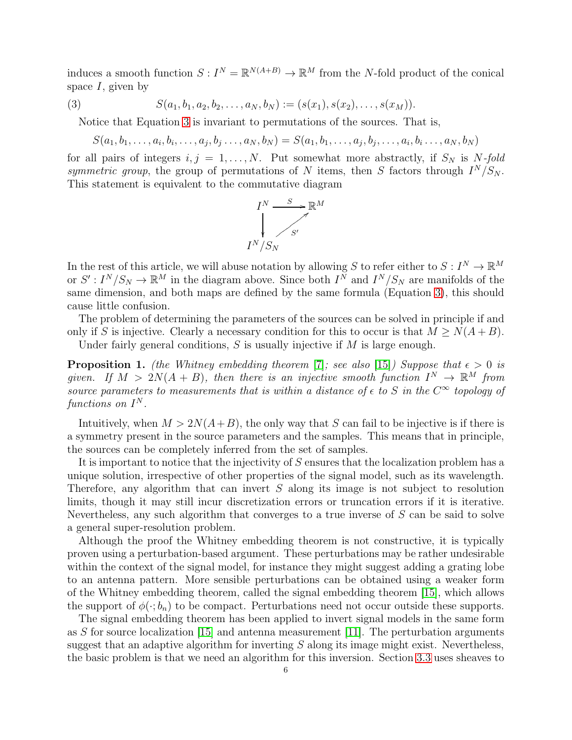induces a smooth function $S : I^N = \mathbb{R}^{N(A+B)} \to \mathbb{R}^M$ from the $N$-fold product of the conical space $I$, given by

$$S(a_1, b_1, a_2, b_2, \dots, a_N, b_N) := (s(x_1), s(x_2), \dots, s(x_M)). \tag{3}$$

Notice that Equation 3 is invariant to permutations of the sources. That is,

$$S(a_1, b_1, \dots, a_i, b_i, \dots, a_j, b_j \dots, a_N, b_N) = S(a_1, b_1, \dots, a_j, b_j, \dots, a_i, b_i \dots, a_N, b_N)$$

for all pairs of integers $i, j = 1, \dots, N$. Put somewhat more abstractly, if $S_N$ is *$N$-fold symmetric group*, the group of permutations of $N$ items, then $S$ factors through $I^N/S_N$. This statement is equivalent to the commutative diagram

$$\begin{array}{ccc} I^N & \xrightarrow{S} & \mathbb{R}^M \\ \downarrow & \nearrow_{S'} & \\ I^N/S_N & & \end{array}$$

In the rest of this article, we will abuse notation by allowing $S$ to refer either to $S : I^N \to \mathbb{R}^M$ or $S' : I^N/S_N \to \mathbb{R}^M$ in the diagram above. Since both $I^N$ and $I^N/S_N$ are manifolds of the same dimension, and both maps are defined by the same formula (Equation 3), this should cause little confusion.

The problem of determining the parameters of the sources can be solved in principle if and only if $S$ is injective. Clearly a necessary condition for this to occur is that $M \geq N(A + B)$.

Under fairly general conditions, $S$ is usually injective if $M$ is large enough.

**Proposition 1.** *(the Whitney embedding theorem [7]; see also [15]) Suppose that $\epsilon > 0$ is given. If $M > 2N(A + B)$, then there is an injective smooth function $I^N \to \mathbb{R}^M$ from source parameters to measurements that is within a distance of $\epsilon$ to $S$ in the $C^\infty$ topology of functions on $I^N$.*

Intuitively, when $M > 2N(A+B)$, the only way that $S$ can fail to be injective is if there is a symmetry present in the source parameters and the samples. This means that in principle, the sources can be completely inferred from the set of samples.

It is important to notice that the injectivity of $S$ ensures that the localization problem has a unique solution, irrespective of other properties of the signal model, such as its wavelength. Therefore, any algorithm that can invert $S$ along its image is not subject to resolution limits, though it may still incur discretization errors or truncation errors if it is iterative. Nevertheless, any such algorithm that converges to a true inverse of $S$ can be said to solve a general super-resolution problem.

Although the proof the Whitney embedding theorem is not constructive, it is typically proven using a perturbation-based argument. These perturbations may be rather undesirable within the context of the signal model, for instance they might suggest adding a grating lobe to an antenna pattern. More sensible perturbations can be obtained using a weaker form of the Whitney embedding theorem, called the signal embedding theorem [15], which allows the support of $\phi(\cdot; b_n)$ to be compact. Perturbations need not occur outside these supports.

The signal embedding theorem has been applied to invert signal models in the same form as $S$ for source localization [15] and antenna measurement [11]. The perturbation arguments suggest that an adaptive algorithm for inverting $S$ along its image might exist. Nevertheless, the basic problem is that we need an algorithm for this inversion. Section 3.3 uses sheaves to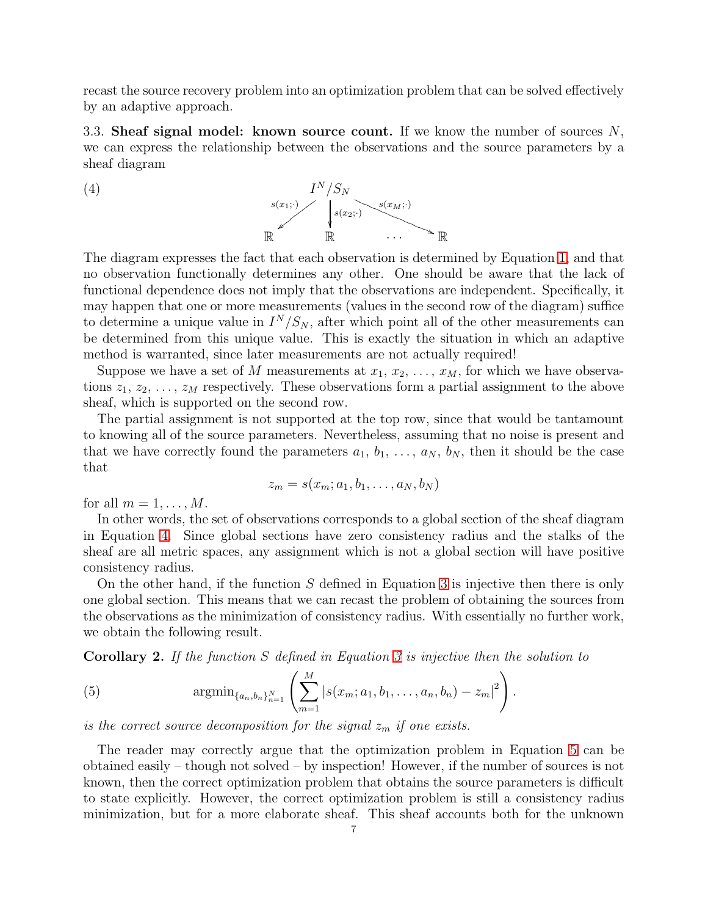recast the source recovery problem into an optimization problem that can be solved effectively by an adaptive approach.

3.3. **Sheaf signal model: known source count.** If we know the number of sources $N$, we can express the relationship between the observations and the source parameters by a sheaf diagram

$$
\begin{array}{ccccc}
 & & I^N/S_N & & \\
 & \swarrow^{s(x_1;\cdot)} & \downarrow^{s(x_2;\cdot)} & \searrow^{s(x_M;\cdot)} & \\
\mathbb{R} & & \mathbb{R} & \dots & \mathbb{R}
\end{array} \tag{4}
$$

The diagram expresses the fact that each observation is determined by Equation 1, and that no observation functionally determines any other. One should be aware that the lack of functional dependence does not imply that the observations are independent. Specifically, it may happen that one or more measurements (values in the second row of the diagram) suffice to determine a unique value in $I^N/S_N$, after which point all of the other measurements can be determined from this unique value. This is exactly the situation in which an adaptive method is warranted, since later measurements are not actually required!

Suppose we have a set of $M$ measurements at $x_1, x_2, \dots, x_M$, for which we have observations $z_1, z_2, \dots, z_M$ respectively. These observations form a partial assignment to the above sheaf, which is supported on the second row.

The partial assignment is not supported at the top row, since that would be tantamount to knowing all of the source parameters. Nevertheless, assuming that no noise is present and that we have correctly found the parameters $a_1, b_1, \dots, a_N, b_N$, then it should be the case that

$$z_m = s(x_m; a_1, b_1, \dots, a_N, b_N)$$

for all $m = 1, \dots, M$.

In other words, the set of observations corresponds to a global section of the sheaf diagram in Equation 4. Since global sections have zero consistency radius and the stalks of the sheaf are all metric spaces, any assignment which is not a global section will have positive consistency radius.

On the other hand, if the function $S$ defined in Equation 3 is injective then there is only one global section. This means that we can recast the problem of obtaining the sources from the observations as the minimization of consistency radius. With essentially no further work, we obtain the following result.

**Corollary 2.** *If the function $S$ defined in Equation 3 is injective then the solution to*

$$\operatorname{argmin}_{\{a_n,b_n\}_{n=1}^N} \left( \sum_{m=1}^{M} |s(x_m; a_1, b_1, \dots, a_n, b_n) - z_m|^2 \right). \tag{5}$$

*is the correct source decomposition for the signal $z_m$ if one exists.*

The reader may correctly argue that the optimization problem in Equation 5 can be obtained easily – though not solved – by inspection! However, if the number of sources is not known, then the correct optimization problem that obtains the source parameters is difficult to state explicitly. However, the correct optimization problem is still a consistency radius minimization, but for a more elaborate sheaf. This sheaf accounts both for the unknown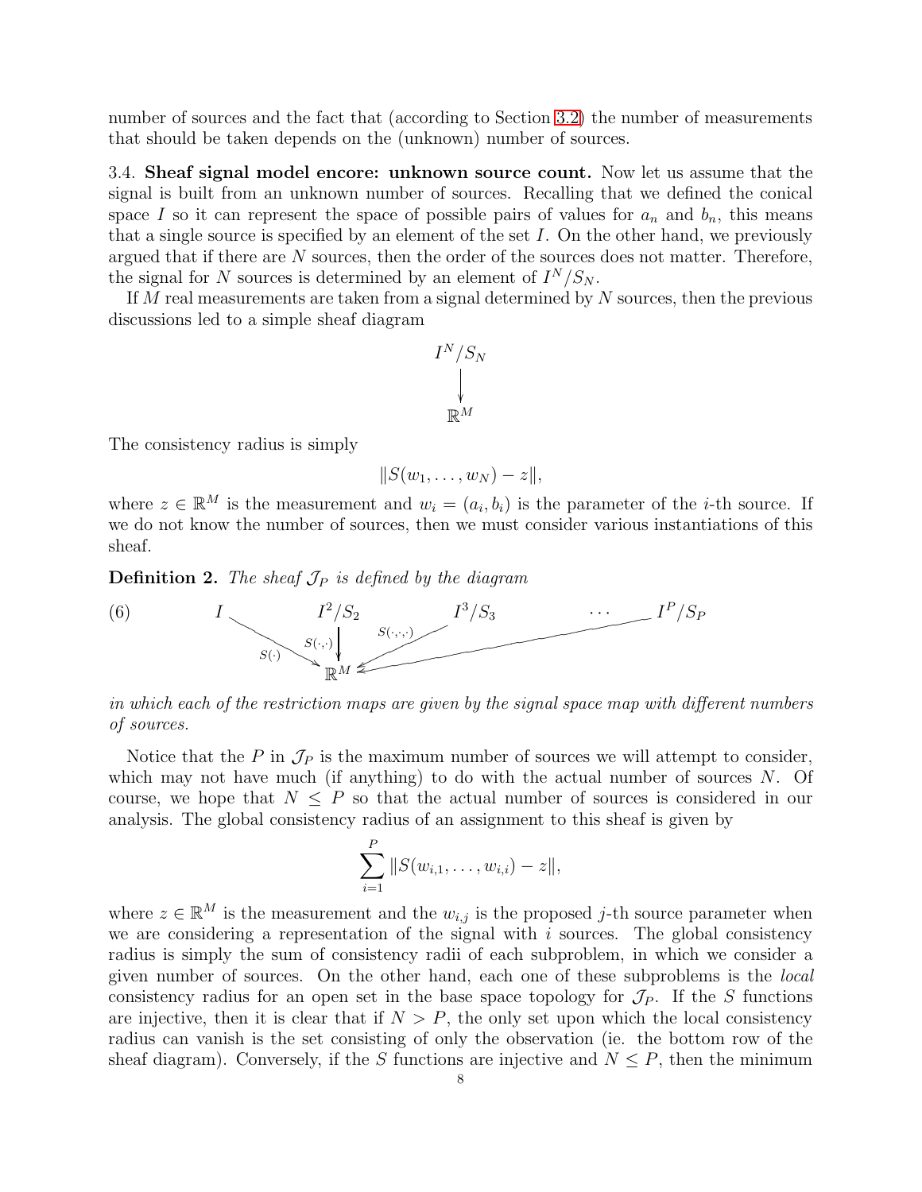number of sources and the fact that (according to Section 3.2) the number of measurements that should be taken depends on the (unknown) number of sources.

3.4. **Sheaf signal model encore: unknown source count.** Now let us assume that the signal is built from an unknown number of sources. Recalling that we defined the conical space $I$ so it can represent the space of possible pairs of values for $a_n$ and $b_n$, this means that a single source is specified by an element of the set $I$. On the other hand, we previously argued that if there are $N$ sources, then the order of the sources does not matter. Therefore, the signal for $N$ sources is determined by an element of $I^N/S_N$.

If $M$ real measurements are taken from a signal determined by $N$ sources, then the previous discussions led to a simple sheaf diagram

$$\begin{array}{c} I^N/S_N \\ \downarrow \\ \mathbb{R}^M \end{array}$$

The consistency radius is simply

$$\|S(w_1, \ldots, w_N) - z\|,$$

where $z \in \mathbb{R}^M$ is the measurement and $w_i = (a_i, b_i)$ is the parameter of the $i$-th source. If we do not know the number of sources, then we must consider various instantiations of this sheaf.

**Definition 2.** *The sheaf $\mathcal{J}_P$ is defined by the diagram*

$$(6) \qquad \begin{array}{ccccc} I & I^2/S_2 & I^3/S_3 & \cdots & I^P/S_P \\ & \searrow^{S(\cdot)} \quad \downarrow^{S(\cdot,\cdot)} \quad \swarrow^{S(\cdot,\cdot,\cdot)} & & & \\ & \mathbb{R}^M & & & \end{array}$$

*in which each of the restriction maps are given by the signal space map with different numbers of sources.*

Notice that the $P$ in $\mathcal{J}_P$ is the maximum number of sources we will attempt to consider, which may not have much (if anything) to do with the actual number of sources $N$. Of course, we hope that $N \le P$ so that the actual number of sources is considered in our analysis. The global consistency radius of an assignment to this sheaf is given by

$$\sum_{i=1}^{P} \|S(w_{i,1}, \ldots, w_{i,i}) - z\|,$$

where $z \in \mathbb{R}^M$ is the measurement and the $w_{i,j}$ is the proposed $j$-th source parameter when we are considering a representation of the signal with $i$ sources. The global consistency radius is simply the sum of consistency radii of each subproblem, in which we consider a given number of sources. On the other hand, each one of these subproblems is the *local* consistency radius for an open set in the base space topology for $\mathcal{J}_P$. If the $S$ functions are injective, then it is clear that if $N > P$, the only set upon which the local consistency radius can vanish is the set consisting of only the observation (ie. the bottom row of the sheaf diagram). Conversely, if the $S$ functions are injective and $N \le P$, then the minimum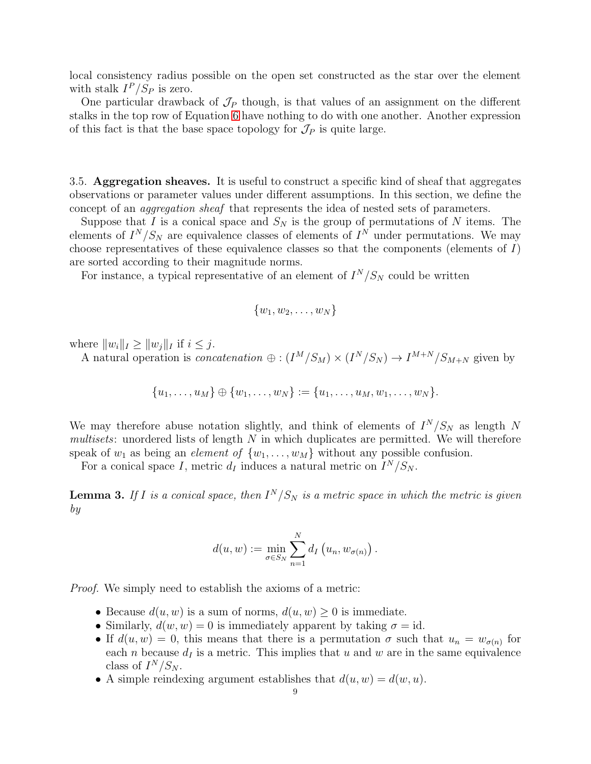local consistency radius possible on the open set constructed as the star over the element with stalk $I^P/S_P$ is zero.

One particular drawback of $\mathcal{J}_P$ though, is that values of an assignment on the different stalks in the top row of Equation 6 have nothing to do with one another. Another expression of this fact is that the base space topology for $\mathcal{J}_P$ is quite large.

### 3.5. **Aggregation sheaves.**

It is useful to construct a specific kind of sheaf that aggregates observations or parameter values under different assumptions. In this section, we define the concept of an *aggregation sheaf* that represents the idea of nested sets of parameters.

Suppose that $I$ is a conical space and $S_N$ is the group of permutations of $N$ items. The elements of $I^N/S_N$ are equivalence classes of elements of $I^N$ under permutations. We may choose representatives of these equivalence classes so that the components (elements of $I$) are sorted according to their magnitude norms.

For instance, a typical representative of an element of $I^N/S_N$ could be written

$$\{w_1, w_2, \ldots, w_N\}$$

where $\|w_i\|_I \geq \|w_j\|_I$ if $i \leq j$.

A natural operation is *concatenation* $\oplus : (I^M/S_M) \times (I^N/S_N) \to I^{M+N}/S_{M+N}$ given by

$$\{u_1, \ldots, u_M\} \oplus \{w_1, \ldots, w_N\} := \{u_1, \ldots, u_M, w_1, \ldots, w_N\}.$$

We may therefore abuse notation slightly, and think of elements of $I^N/S_N$ as length $N$ *multisets*: unordered lists of length $N$ in which duplicates are permitted. We will therefore speak of $w_1$ as being an *element of* $\{w_1, \ldots, w_M\}$ without any possible confusion.

For a conical space $I$, metric $d_I$ induces a natural metric on $I^N/S_N$.

**Lemma 3.** *If $I$ is a conical space, then $I^N/S_N$ is a metric space in which the metric is given by*

$$d(u, w) := \min_{\sigma \in S_N} \sum_{n=1}^{N} d_I\left(u_n, w_{\sigma(n)}\right).$$

*Proof.* We simply need to establish the axioms of a metric:

- Because $d(u, w)$ is a sum of norms, $d(u, w) \geq 0$ is immediate.
- Similarly, $d(w, w) = 0$ is immediately apparent by taking $\sigma = \text{id}$.
- If $d(u, w) = 0$, this means that there is a permutation $\sigma$ such that $u_n = w_{\sigma(n)}$ for each $n$ because $d_I$ is a metric. This implies that $u$ and $w$ are in the same equivalence class of $I^N/S_N$.
- A simple reindexing argument establishes that $d(u, w) = d(w, u)$.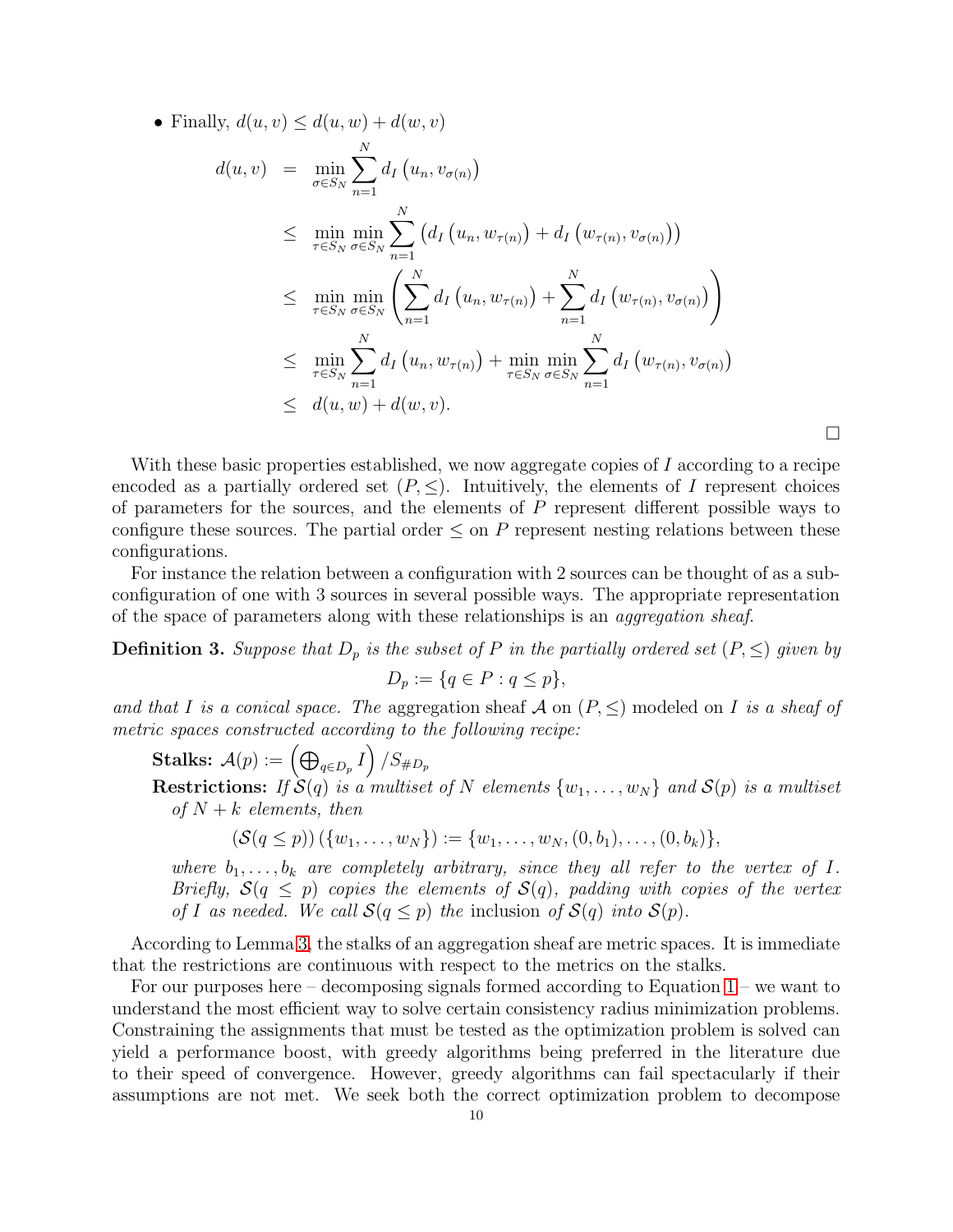- Finally, $d(u,v) \leq d(u,w) + d(w,v)$

$$
\begin{aligned}
d(u,v) &= \min_{\sigma \in S_N} \sum_{n=1}^{N} d_I\left(u_n, v_{\sigma(n)}\right) \\
&\leq \min_{\tau \in S_N} \min_{\sigma \in S_N} \sum_{n=1}^{N} \left( d_I\left(u_n, w_{\tau(n)}\right) + d_I\left(w_{\tau(n)}, v_{\sigma(n)}\right) \right) \\
&\leq \min_{\tau \in S_N} \min_{\sigma \in S_N} \left( \sum_{n=1}^{N} d_I\left(u_n, w_{\tau(n)}\right) + \sum_{n=1}^{N} d_I\left(w_{\tau(n)}, v_{\sigma(n)}\right) \right) \\
&\leq \min_{\tau \in S_N} \sum_{n=1}^{N} d_I\left(u_n, w_{\tau(n)}\right) + \min_{\tau \in S_N} \min_{\sigma \in S_N} \sum_{n=1}^{N} d_I\left(w_{\tau(n)}, v_{\sigma(n)}\right) \\
&\leq d(u,w) + d(w,v).
\end{aligned}
$$

□

With these basic properties established, we now aggregate copies of $I$ according to a recipe encoded as a partially ordered set $(P, \leq)$. Intuitively, the elements of $I$ represent choices of parameters for the sources, and the elements of $P$ represent different possible ways to configure these sources. The partial order $\leq$ on $P$ represent nesting relations between these configurations.

For instance the relation between a configuration with 2 sources can be thought of as a sub-configuration of one with 3 sources in several possible ways. The appropriate representation of the space of parameters along with these relationships is an *aggregation sheaf*.

**Definition 3.** *Suppose that $D_p$ is the subset of $P$ in the partially ordered set $(P, \leq)$ given by*

$$D_p := \{q \in P : q \leq p\},$$

*and that $I$ is a conical space. The* aggregation sheaf $\mathcal{A}$ on $(P, \leq)$ modeled on $I$ *is a sheaf of metric spaces constructed according to the following recipe:*

**Stalks:** $\mathcal{A}(p) := \left(\bigoplus_{q \in D_p} I\right) / S_{\#D_p}$

**Restrictions:** *If $\mathcal{S}(q)$ is a multiset of $N$ elements $\{w_1, \ldots, w_N\}$ and $\mathcal{S}(p)$ is a multiset of $N+k$ elements, then*

$$(\mathcal{S}(q \leq p))(\{w_1, \ldots, w_N\}) := \{w_1, \ldots, w_N, (0, b_1), \ldots, (0, b_k)\},$$

*where $b_1, \ldots, b_k$ are completely arbitrary, since they all refer to the vertex of $I$. Briefly, $\mathcal{S}(q \leq p)$ copies the elements of $\mathcal{S}(q)$, padding with copies of the vertex of $I$ as needed. We call $\mathcal{S}(q \leq p)$ the* inclusion *of $\mathcal{S}(q)$ into $\mathcal{S}(p)$.*

According to Lemma 3, the stalks of an aggregation sheaf are metric spaces. It is immediate that the restrictions are continuous with respect to the metrics on the stalks.

For our purposes here – decomposing signals formed according to Equation 1 – we want to understand the most efficient way to solve certain consistency radius minimization problems. Constraining the assignments that must be tested as the optimization problem is solved can yield a performance boost, with greedy algorithms being preferred in the literature due to their speed of convergence. However, greedy algorithms can fail spectacularly if their assumptions are not met. We seek both the correct optimization problem to decompose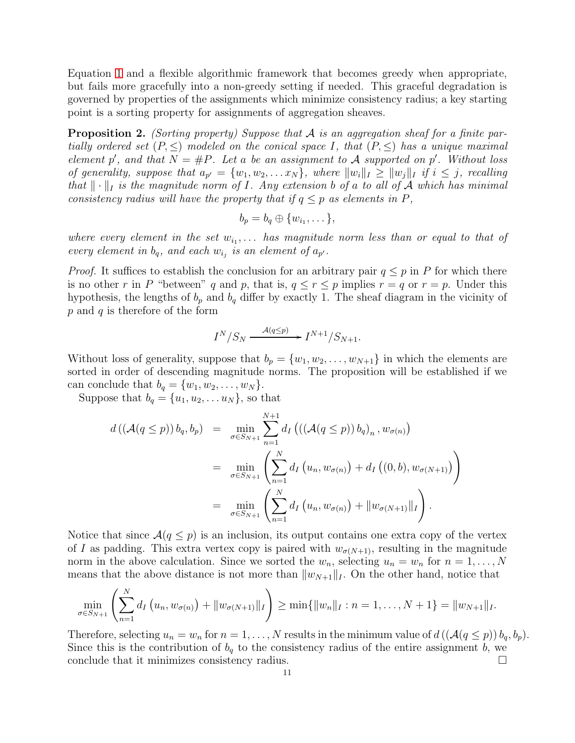Equation 1 and a flexible algorithmic framework that becomes greedy when appropriate, but fails more gracefully into a non-greedy setting if needed. This graceful degradation is governed by properties of the assignments which minimize consistency radius; a key starting point is a sorting property for assignments of aggregation sheaves.

**Proposition 2.** *(Sorting property) Suppose that $\mathcal{A}$ is an aggregation sheaf for a finite partially ordered set $(P, \leq)$ modeled on the conical space $I$, that $(P, \leq)$ has a unique maximal element $p'$, and that $N = \#P$. Let $a$ be an assignment to $\mathcal{A}$ supported on $p'$. Without loss of generality, suppose that $a_{p'} = \{w_1, w_2, \dots x_N\}$, where $\|w_i\|_I \geq \|w_j\|_I$ if $i \leq j$, recalling that $\|\cdot\|_I$ is the magnitude norm of $I$. Any extension $b$ of $a$ to all of $\mathcal{A}$ which has minimal consistency radius will have the property that if $q \leq p$ as elements in $P$,*

$$b_p = b_q \oplus \{w_{i_1}, \dots\},$$

*where every element in the set $w_{i_1}, \dots$ has magnitude norm less than or equal to that of every element in $b_q$, and each $w_{i_j}$ is an element of $a_{p'}$.*

*Proof.* It suffices to establish the conclusion for an arbitrary pair $q \leq p$ in $P$ for which there is no other $r$ in $P$ "between" $q$ and $p$, that is, $q \leq r \leq p$ implies $r = q$ or $r = p$. Under this hypothesis, the lengths of $b_p$ and $b_q$ differ by exactly 1. The sheaf diagram in the vicinity of $p$ and $q$ is therefore of the form

$$I^N/S_N \xrightarrow{\mathcal{A}(q \leq p)} I^{N+1}/S_{N+1}.$$

Without loss of generality, suppose that $b_p = \{w_1, w_2, \dots, w_{N+1}\}$ in which the elements are sorted in order of descending magnitude norms. The proposition will be established if we can conclude that $b_q = \{w_1, w_2, \dots, w_N\}$.

Suppose that $b_q = \{u_1, u_2, \dots u_N\}$, so that

$$\begin{aligned}
d\left((\mathcal{A}(q \leq p))\, b_q, b_p\right) &= \min_{\sigma \in S_{N+1}} \sum_{n=1}^{N+1} d_I\left(\left((\mathcal{A}(q \leq p))\, b_q\right)_n, w_{\sigma(n)}\right) \\
&= \min_{\sigma \in S_{N+1}} \left( \sum_{n=1}^{N} d_I\left(u_n, w_{\sigma(n)}\right) + d_I\left((0,b), w_{\sigma(N+1)}\right) \right) \\
&= \min_{\sigma \in S_{N+1}} \left( \sum_{n=1}^{N} d_I\left(u_n, w_{\sigma(n)}\right) + \|w_{\sigma(N+1)}\|_I \right).
\end{aligned}$$

Notice that since $\mathcal{A}(q \leq p)$ is an inclusion, its output contains one extra copy of the vertex of $I$ as padding. This extra vertex copy is paired with $w_{\sigma(N+1)}$, resulting in the magnitude norm in the above calculation. Since we sorted the $w_n$, selecting $u_n = w_n$ for $n = 1, \dots, N$ means that the above distance is not more than $\|w_{N+1}\|_I$. On the other hand, notice that

$$\min_{\sigma \in S_{N+1}} \left( \sum_{n=1}^{N} d_I\left(u_n, w_{\sigma(n)}\right) + \|w_{\sigma(N+1)}\|_I \right) \geq \min\{\|w_n\|_I : n = 1, \dots, N+1\} = \|w_{N+1}\|_I.$$

Therefore, selecting $u_n = w_n$ for $n = 1, \dots, N$ results in the minimum value of $d\left((\mathcal{A}(q \leq p))\, b_q, b_p\right)$. Since this is the contribution of $b_q$ to the consistency radius of the entire assignment $b$, we conclude that it minimizes consistency radius. $\square$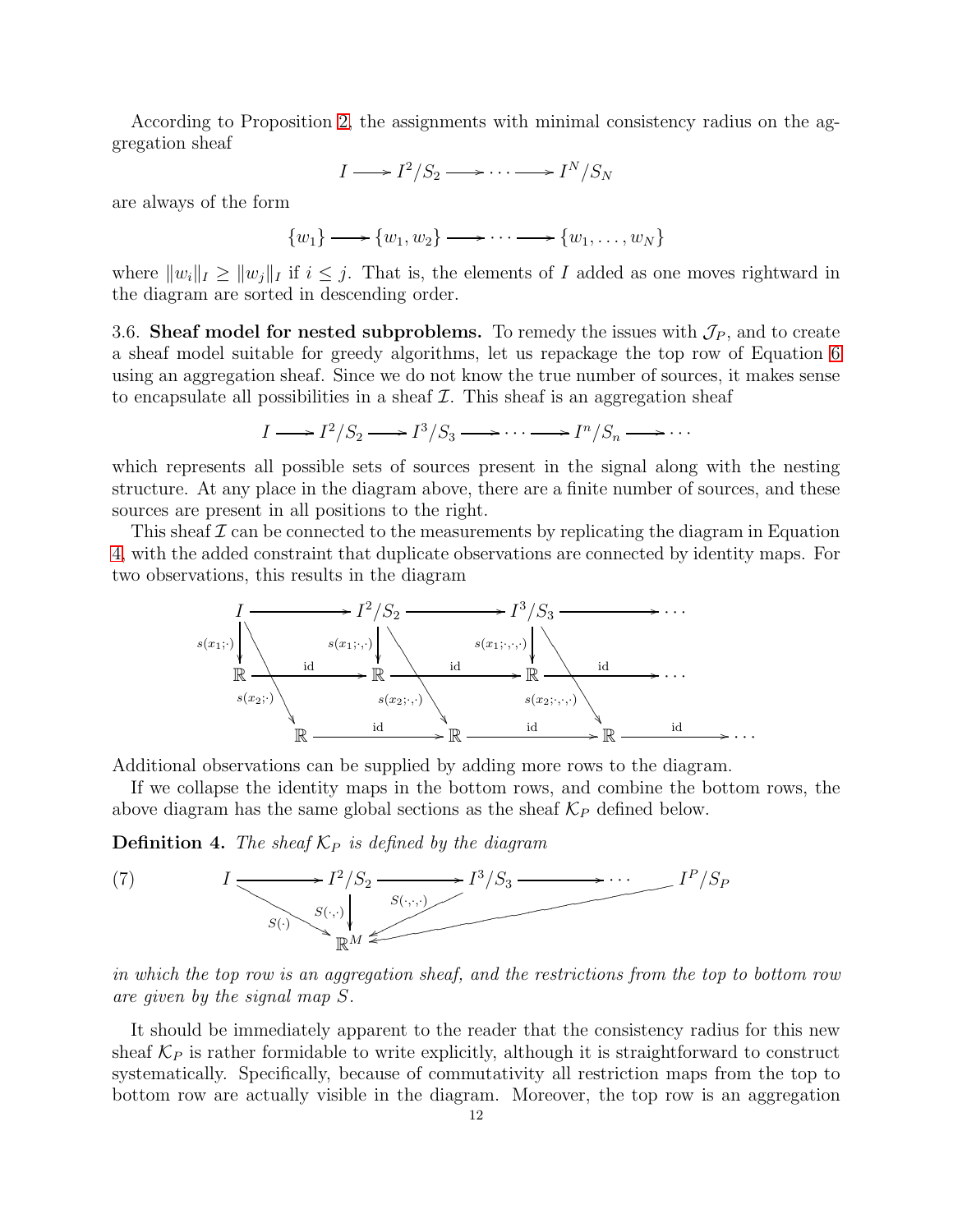According to Proposition 2, the assignments with minimal consistency radius on the aggregation sheaf

$$I \longrightarrow I^2/S_2 \longrightarrow \cdots \longrightarrow I^N/S_N$$

are always of the form

$$\{w_1\} \longrightarrow \{w_1, w_2\} \longrightarrow \cdots \longrightarrow \{w_1, \dots, w_N\}$$

where $\|w_i\|_I \geq \|w_j\|_I$ if $i \leq j$. That is, the elements of $I$ added as one moves rightward in the diagram are sorted in descending order.

3.6. **Sheaf model for nested subproblems.** To remedy the issues with $\mathcal{J}_P$, and to create a sheaf model suitable for greedy algorithms, let us repackage the top row of Equation 6 using an aggregation sheaf. Since we do not know the true number of sources, it makes sense to encapsulate all possibilities in a sheaf $\mathcal{I}$. This sheaf is an aggregation sheaf

$$I \longrightarrow I^2/S_2 \longrightarrow I^3/S_3 \longrightarrow \cdots \longrightarrow I^n/S_n \longrightarrow \cdots$$

which represents all possible sets of sources present in the signal along with the nesting structure. At any place in the diagram above, there are a finite number of sources, and these sources are present in all positions to the right.

This sheaf $\mathcal{I}$ can be connected to the measurements by replicating the diagram in Equation 4, with the added constraint that duplicate observations are connected by identity maps. For two observations, this results in the diagram

$$\begin{array}{ccccccc}
I & \longrightarrow & I^2/S_2 & \longrightarrow & I^3/S_3 & \longrightarrow & \cdots \\
\downarrow s(x_1;\cdot) \ \searrow s(x_2;\cdot) & & \downarrow s(x_1;\cdot,\cdot) \ \searrow s(x_2;\cdot,\cdot) & & \downarrow s(x_1;\cdot,\cdot,\cdot) \ \searrow s(x_2;\cdot,\cdot,\cdot) & & \\
\mathbb{R} & \xrightarrow{\text{id}} & \mathbb{R} & \xrightarrow{\text{id}} & \mathbb{R} & \xrightarrow{\text{id}} & \cdots \\
& \mathbb{R} & \xrightarrow{\text{id}} & \mathbb{R} & \xrightarrow{\text{id}} & \mathbb{R} & \xrightarrow{\text{id}} \cdots
\end{array}$$

Additional observations can be supplied by adding more rows to the diagram.

If we collapse the identity maps in the bottom rows, and combine the bottom rows, the above diagram has the same global sections as the sheaf $\mathcal{K}_P$ defined below.

**Definition 4.** *The sheaf $\mathcal{K}_P$ is defined by the diagram*

$$(7) \qquad \begin{array}{ccccccc}
I & \longrightarrow & I^2/S_2 & \longrightarrow & I^3/S_3 & \longrightarrow \cdots & I^P/S_P \\
& \searrow S(\cdot) & \downarrow S(\cdot,\cdot) & \swarrow S(\cdot,\cdot,\cdot) & & \swarrow & \\
& & \mathbb{R}^M & & & &
\end{array}$$

*in which the top row is an aggregation sheaf, and the restrictions from the top to bottom row are given by the signal map $S$.*

It should be immediately apparent to the reader that the consistency radius for this new sheaf $\mathcal{K}_P$ is rather formidable to write explicitly, although it is straightforward to construct systematically. Specifically, because of commutativity all restriction maps from the top to bottom row are actually visible in the diagram. Moreover, the top row is an aggregation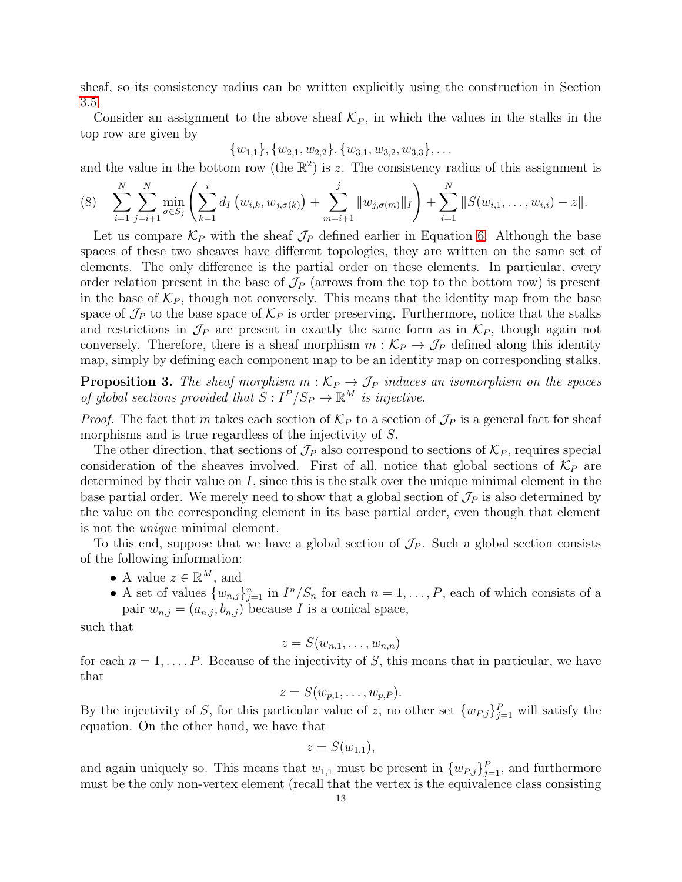sheaf, so its consistency radius can be written explicitly using the construction in Section 3.5.

Consider an assignment to the above sheaf $\mathcal{K}_P$, in which the values in the stalks in the top row are given by

$$\{w_{1,1}\}, \{w_{2,1}, w_{2,2}\}, \{w_{3,1}, w_{3,2}, w_{3,3}\}, \dots$$

and the value in the bottom row (the $\mathbb{R}^2$) is $z$. The consistency radius of this assignment is

$$\sum_{i=1}^{N} \sum_{j=i+1}^{N} \min_{\sigma \in S_j} \left( \sum_{k=1}^{i} d_I \left( w_{i,k}, w_{j,\sigma(k)} \right) + \sum_{m=i+1}^{j} \| w_{j,\sigma(m)} \|_I \right) + \sum_{i=1}^{N} \| S(w_{i,1}, \dots, w_{i,i}) - z \|. \tag{8}$$

Let us compare $\mathcal{K}_P$ with the sheaf $\mathcal{J}_P$ defined earlier in Equation 6. Although the base spaces of these two sheaves have different topologies, they are written on the same set of elements. The only difference is the partial order on these elements. In particular, every order relation present in the base of $\mathcal{J}_P$ (arrows from the top to the bottom row) is present in the base of $\mathcal{K}_P$, though not conversely. This means that the identity map from the base space of $\mathcal{J}_P$ to the base space of $\mathcal{K}_P$ is order preserving. Furthermore, notice that the stalks and restrictions in $\mathcal{J}_P$ are present in exactly the same form as in $\mathcal{K}_P$, though again not conversely. Therefore, there is a sheaf morphism $m : \mathcal{K}_P \to \mathcal{J}_P$ defined along this identity map, simply by defining each component map to be an identity map on corresponding stalks.

**Proposition 3.** *The sheaf morphism $m : \mathcal{K}_P \to \mathcal{J}_P$ induces an isomorphism on the spaces of global sections provided that $S : I^P/S_P \to \mathbb{R}^M$ is injective.*

*Proof.* The fact that $m$ takes each section of $\mathcal{K}_P$ to a section of $\mathcal{J}_P$ is a general fact for sheaf morphisms and is true regardless of the injectivity of $S$.

The other direction, that sections of $\mathcal{J}_P$ also correspond to sections of $\mathcal{K}_P$, requires special consideration of the sheaves involved. First of all, notice that global sections of $\mathcal{K}_P$ are determined by their value on $I$, since this is the stalk over the unique minimal element in the base partial order. We merely need to show that a global section of $\mathcal{J}_P$ is also determined by the value on the corresponding element in its base partial order, even though that element is not the *unique* minimal element.

To this end, suppose that we have a global section of $\mathcal{J}_P$. Such a global section consists of the following information:

- A value $z \in \mathbb{R}^M$, and
- A set of values $\{w_{n,j}\}_{j=1}^{n}$ in $I^n/S_n$ for each $n = 1, \dots, P$, each of which consists of a pair $w_{n,j} = (a_{n,j}, b_{n,j})$ because $I$ is a conical space,

such that

$$z = S(w_{n,1}, \dots, w_{n,n})$$

for each $n = 1, \dots, P$. Because of the injectivity of $S$, this means that in particular, we have that

$$z = S(w_{p,1}, \dots, w_{p,P}).$$

By the injectivity of $S$, for this particular value of $z$, no other set $\{w_{P,j}\}_{j=1}^{P}$ will satisfy the equation. On the other hand, we have that

$$z = S(w_{1,1}),$$

and again uniquely so. This means that $w_{1,1}$ must be present in $\{w_{P,j}\}_{j=1}^{P}$, and furthermore must be the only non-vertex element (recall that the vertex is the equivalence class consisting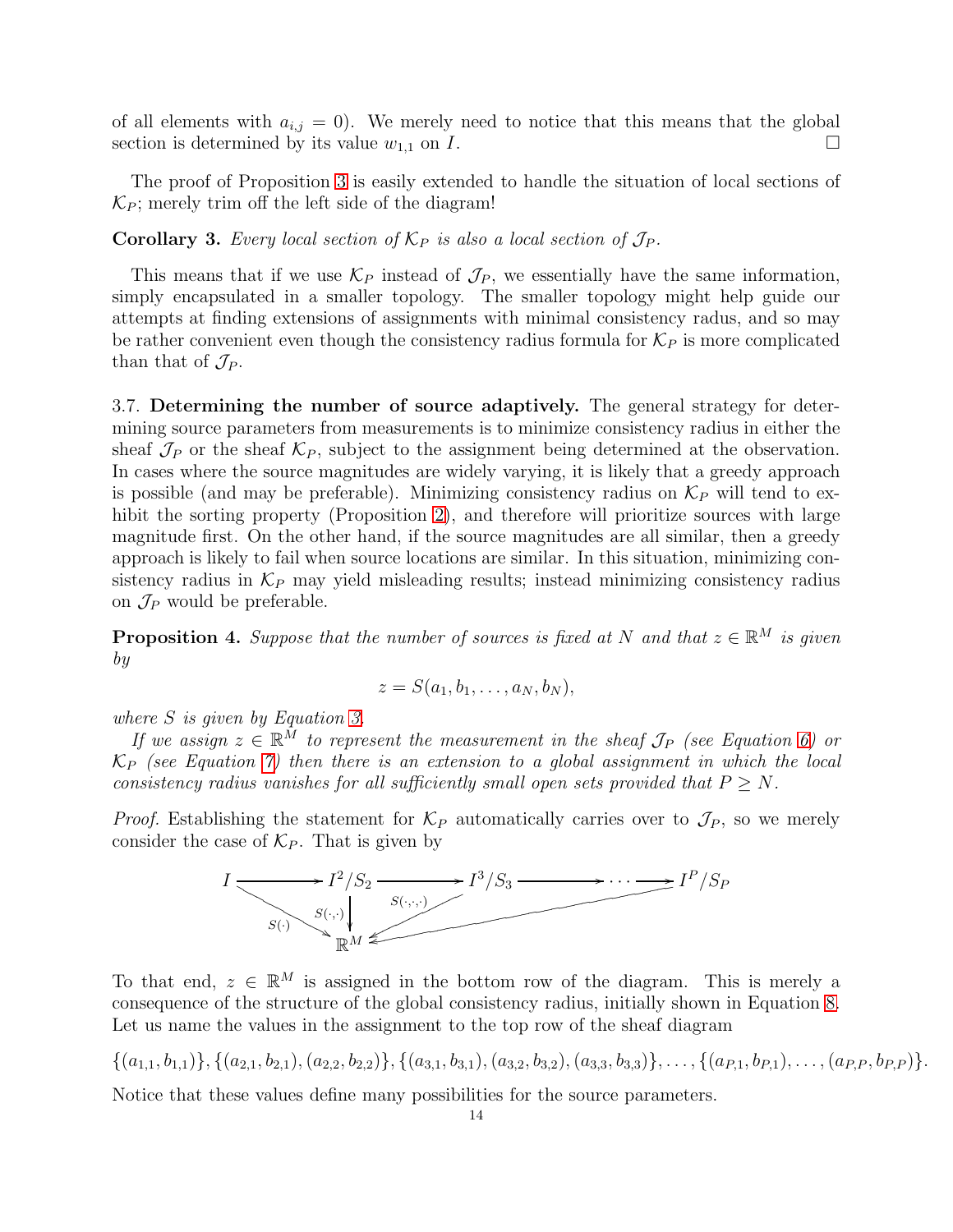of all elements with $a_{i,j} = 0$). We merely need to notice that this means that the global section is determined by its value $w_{1,1}$ on $I$. ☐

The proof of Proposition 3 is easily extended to handle the situation of local sections of $\mathcal{K}_P$; merely trim off the left side of the diagram!

**Corollary 3.** *Every local section of $\mathcal{K}_P$ is also a local section of $\mathcal{J}_P$.*

This means that if we use $\mathcal{K}_P$ instead of $\mathcal{J}_P$, we essentially have the same information, simply encapsulated in a smaller topology. The smaller topology might help guide our attempts at finding extensions of assignments with minimal consistency radus, and so may be rather convenient even though the consistency radius formula for $\mathcal{K}_P$ is more complicated than that of $\mathcal{J}_P$.

3.7. **Determining the number of source adaptively.** The general strategy for determining source parameters from measurements is to minimize consistency radius in either the sheaf $\mathcal{J}_P$ or the sheaf $\mathcal{K}_P$, subject to the assignment being determined at the observation. In cases where the source magnitudes are widely varying, it is likely that a greedy approach is possible (and may be preferable). Minimizing consistency radius on $\mathcal{K}_P$ will tend to exhibit the sorting property (Proposition 2), and therefore will prioritize sources with large magnitude first. On the other hand, if the source magnitudes are all similar, then a greedy approach is likely to fail when source locations are similar. In this situation, minimizing consistency radius in $\mathcal{K}_P$ may yield misleading results; instead minimizing consistency radius on $\mathcal{J}_P$ would be preferable.

**Proposition 4.** *Suppose that the number of sources is fixed at $N$ and that $z \in \mathbb{R}^M$ is given by*

$$z = S(a_1, b_1, \ldots, a_N, b_N),$$

*where $S$ is given by Equation 3.*

*If we assign $z \in \mathbb{R}^M$ to represent the measurement in the sheaf $\mathcal{J}_P$ (see Equation 6) or $\mathcal{K}_P$ (see Equation 7) then there is an extension to a global assignment in which the local consistency radius vanishes for all sufficiently small open sets provided that $P \geq N$.*

*Proof.* Establishing the statement for $\mathcal{K}_P$ automatically carries over to $\mathcal{J}_P$, so we merely consider the case of $\mathcal{K}_P$. That is given by

$$\begin{array}{ccccccccc} I & \longrightarrow & I^2/S_2 & \longrightarrow & I^3/S_3 & \longrightarrow & \cdots & \longrightarrow & I^P/S_P \\ & \searrow^{S(\cdot)} & \downarrow^{S(\cdot,\cdot)} & \swarrow_{S(\cdot,\cdot,\cdot)} & & & & & \\ & & \mathbb{R}^M & & \longleftarrow & & & & \end{array}$$

To that end, $z \in \mathbb{R}^M$ is assigned in the bottom row of the diagram. This is merely a consequence of the structure of the global consistency radius, initially shown in Equation 8. Let us name the values in the assignment to the top row of the sheaf diagram

$$\{(a_{1,1}, b_{1,1})\}, \{(a_{2,1}, b_{2,1}), (a_{2,2}, b_{2,2})\}, \{(a_{3,1}, b_{3,1}), (a_{3,2}, b_{3,2}), (a_{3,3}, b_{3,3})\}, \ldots, \{(a_{P,1}, b_{P,1}), \ldots, (a_{P,P}, b_{P,P})\}.$$

Notice that these values define many possibilities for the source parameters.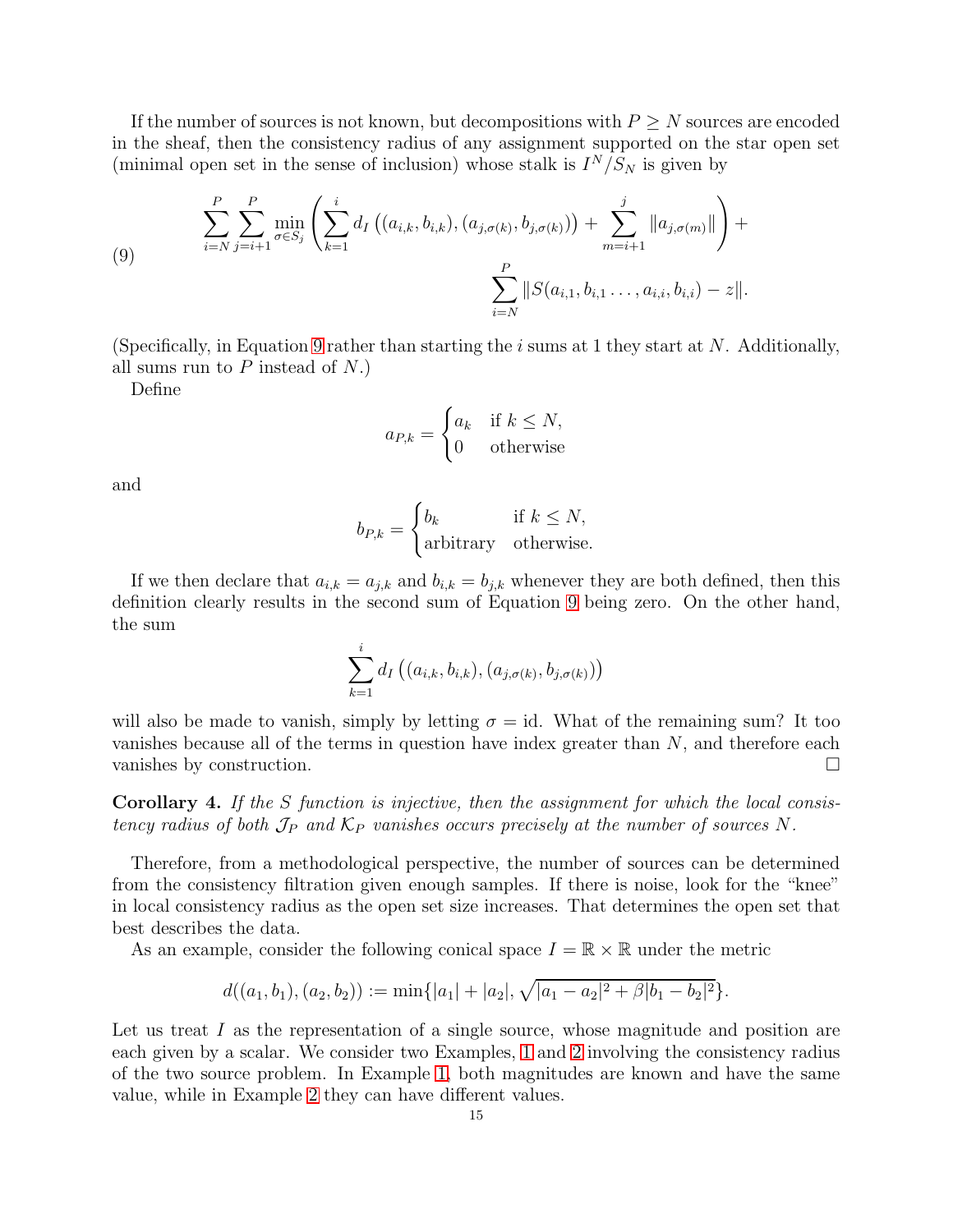If the number of sources is not known, but decompositions with $P \geq N$ sources are encoded in the sheaf, then the consistency radius of any assignment supported on the star open set (minimal open set in the sense of inclusion) whose stalk is $I^N/S_N$ is given by

$$
\sum_{i=N}^{P} \sum_{j=i+1}^{P} \min_{\sigma \in S_j} \left( \sum_{k=1}^{i} d_I\left((a_{i,k}, b_{i,k}), (a_{j,\sigma(k)}, b_{j,\sigma(k)})\right) + \sum_{m=i+1}^{j} \|a_{j,\sigma(m)}\| \right) + \sum_{i=N}^{P} \|S(a_{i,1}, b_{i,1} \dots, a_{i,i}, b_{i,i}) - z\|. \tag{9}
$$

(Specifically, in Equation 9 rather than starting the $i$ sums at 1 they start at $N$. Additionally, all sums run to $P$ instead of $N$.)

Define

$$
a_{P,k} = \begin{cases} a_k & \text{if } k \leq N, \\ 0 & \text{otherwise} \end{cases}
$$

and

$$
b_{P,k} = \begin{cases} b_k & \text{if } k \leq N, \\ \text{arbitrary} & \text{otherwise.} \end{cases}
$$

If we then declare that $a_{i,k} = a_{j,k}$ and $b_{i,k} = b_{j,k}$ whenever they are both defined, then this definition clearly results in the second sum of Equation 9 being zero. On the other hand, the sum

$$
\sum_{k=1}^{i} d_I\left((a_{i,k}, b_{i,k}), (a_{j,\sigma(k)}, b_{j,\sigma(k)})\right)
$$

will also be made to vanish, simply by letting $\sigma = \text{id}$. What of the remaining sum? It too vanishes because all of the terms in question have index greater than $N$, and therefore each vanishes by construction. □

**Corollary 4.** *If the $S$ function is injective, then the assignment for which the local consistency radius of both $\mathcal{J}_P$ and $\mathcal{K}_P$ vanishes occurs precisely at the number of sources $N$.*

Therefore, from a methodological perspective, the number of sources can be determined from the consistency filtration given enough samples. If there is noise, look for the "knee" in local consistency radius as the open set size increases. That determines the open set that best describes the data.

As an example, consider the following conical space $I = \mathbb{R} \times \mathbb{R}$ under the metric

$$
d((a_1, b_1), (a_2, b_2)) := \min\{|a_1| + |a_2|, \sqrt{|a_1 - a_2|^2 + \beta|b_1 - b_2|^2}\}.
$$

Let us treat $I$ as the representation of a single source, whose magnitude and position are each given by a scalar. We consider two Examples, 1 and 2 involving the consistency radius of the two source problem. In Example 1, both magnitudes are known and have the same value, while in Example 2 they can have different values.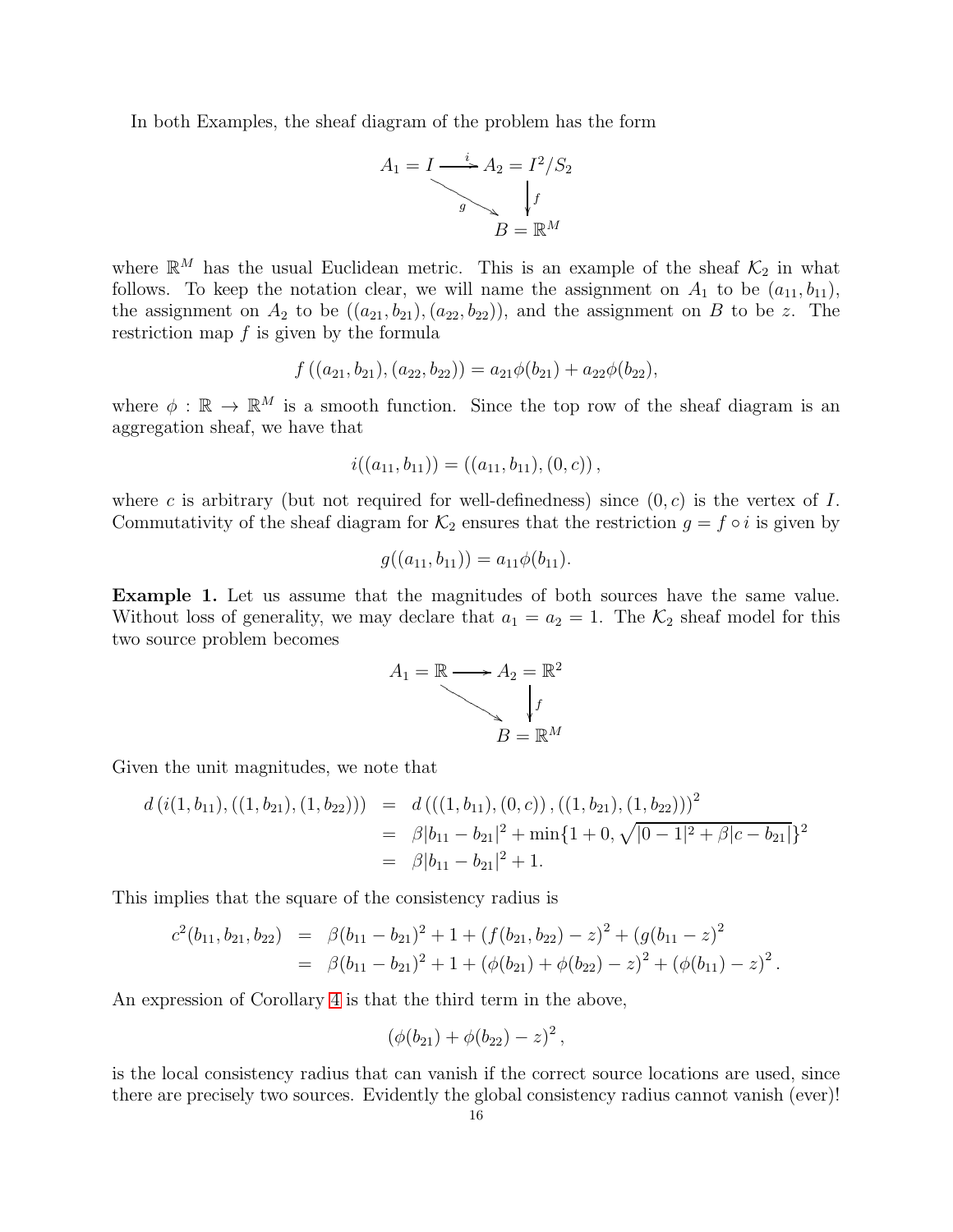In both Examples, the sheaf diagram of the problem has the form

$$\begin{array}{ccc} A_1 = I & \xrightarrow{i} & A_2 = I^2/S_2 \\ & \searrow^{g} & \downarrow f \\ & & B = \mathbb{R}^M \end{array}$$

where $\mathbb{R}^M$ has the usual Euclidean metric. This is an example of the sheaf $\mathcal{K}_2$ in what follows. To keep the notation clear, we will name the assignment on $A_1$ to be $(a_{11}, b_{11})$, the assignment on $A_2$ to be $((a_{21}, b_{21}), (a_{22}, b_{22}))$, and the assignment on $B$ to be $z$. The restriction map $f$ is given by the formula

$$f\left((a_{21}, b_{21}), (a_{22}, b_{22})\right) = a_{21}\phi(b_{21}) + a_{22}\phi(b_{22}),$$

where $\phi : \mathbb{R} \to \mathbb{R}^M$ is a smooth function. Since the top row of the sheaf diagram is an aggregation sheaf, we have that

$$i((a_{11}, b_{11})) = ((a_{11}, b_{11}), (0, c)),$$

where $c$ is arbitrary (but not required for well-definedness) since $(0, c)$ is the vertex of $I$. Commutativity of the sheaf diagram for $\mathcal{K}_2$ ensures that the restriction $g = f \circ i$ is given by

$$g((a_{11}, b_{11})) = a_{11}\phi(b_{11}).$$

**Example 1.** Let us assume that the magnitudes of both sources have the same value. Without loss of generality, we may declare that $a_1 = a_2 = 1$. The $\mathcal{K}_2$ sheaf model for this two source problem becomes

$$\begin{array}{ccc} A_1 = \mathbb{R} & \longrightarrow & A_2 = \mathbb{R}^2 \\ & \searrow & \downarrow f \\ & & B = \mathbb{R}^M \end{array}$$

Given the unit magnitudes, we note that

$$\begin{aligned} d\left(i(1, b_{11}), ((1, b_{21}), (1, b_{22}))\right) &= d\left(((1, b_{11}), (0, c)), ((1, b_{21}), (1, b_{22}))\right)^2 \\ &= \beta|b_{11} - b_{21}|^2 + \min\{1 + 0, \sqrt{|0-1|^2 + \beta|c - b_{21}|}\}^2 \\ &= \beta|b_{11} - b_{21}|^2 + 1. \end{aligned}$$

This implies that the square of the consistency radius is

$$\begin{aligned} c^2(b_{11}, b_{21}, b_{22}) &= \beta(b_{11} - b_{21})^2 + 1 + \left(f(b_{21}, b_{22}) - z\right)^2 + \left(g(b_{11} - z\right)^2 \\ &= \beta(b_{11} - b_{21})^2 + 1 + \left(\phi(b_{21}) + \phi(b_{22}) - z\right)^2 + \left(\phi(b_{11}) - z\right)^2. \end{aligned}$$

An expression of Corollary 4 is that the third term in the above,

$$\left(\phi(b_{21}) + \phi(b_{22}) - z\right)^2,$$

is the local consistency radius that can vanish if the correct source locations are used, since there are precisely two sources. Evidently the global consistency radius cannot vanish (ever)!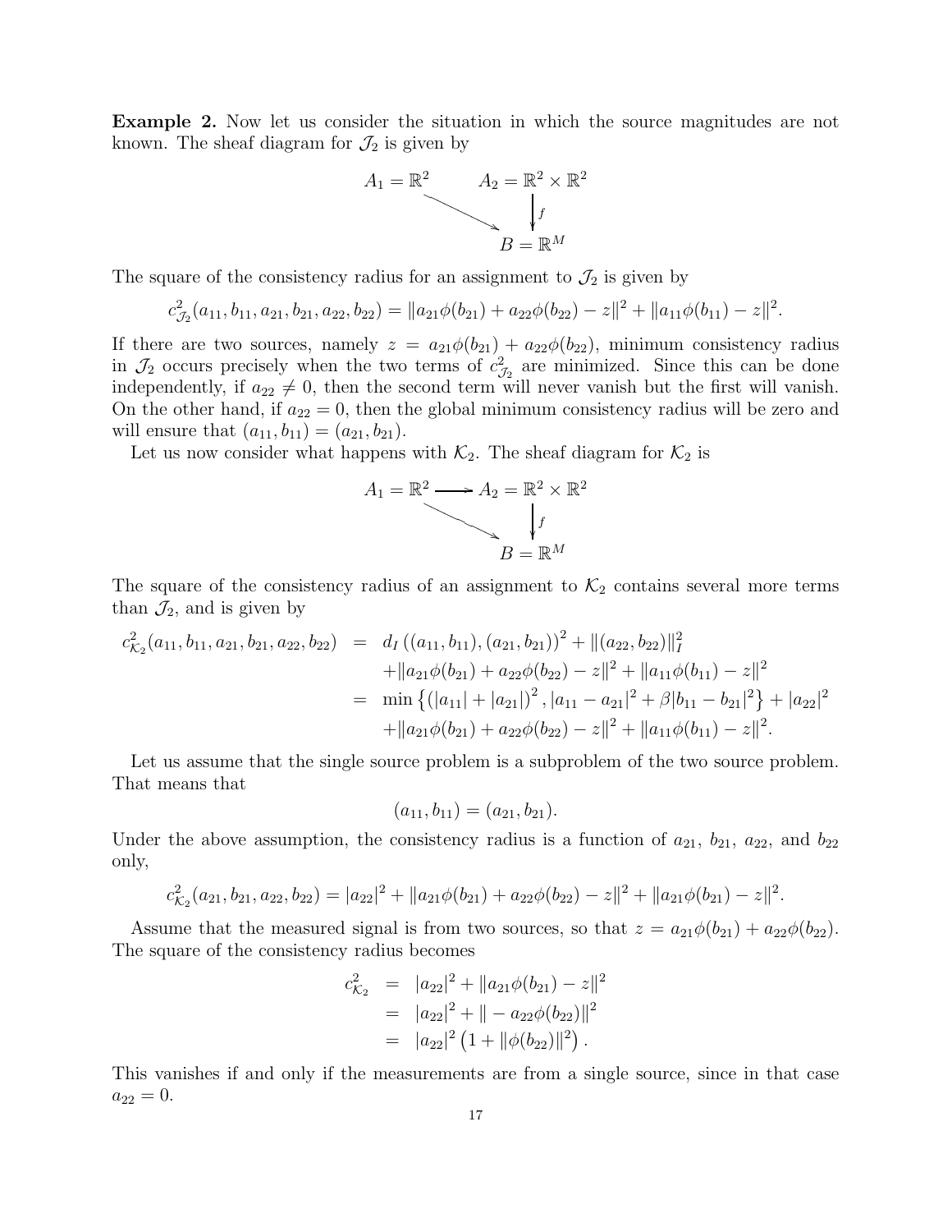**Example 2.** Now let us consider the situation in which the source magnitudes are not known. The sheaf diagram for $\mathcal{J}_2$ is given by

$$
\begin{array}{ccc}
A_1 = \mathbb{R}^2 & & A_2 = \mathbb{R}^2 \times \mathbb{R}^2 \\
& \searrow & \downarrow f \\
& & B = \mathbb{R}^M
\end{array}
$$

The square of the consistency radius for an assignment to $\mathcal{J}_2$ is given by

$$c^2_{\mathcal{J}_2}(a_{11}, b_{11}, a_{21}, b_{21}, a_{22}, b_{22}) = \|a_{21}\phi(b_{21}) + a_{22}\phi(b_{22}) - z\|^2 + \|a_{11}\phi(b_{11}) - z\|^2.$$

If there are two sources, namely $z = a_{21}\phi(b_{21}) + a_{22}\phi(b_{22})$, minimum consistency radius in $\mathcal{J}_2$ occurs precisely when the two terms of $c^2_{\mathcal{J}_2}$ are minimized. Since this can be done independently, if $a_{22} \neq 0$, then the second term will never vanish but the first will vanish. On the other hand, if $a_{22} = 0$, then the global minimum consistency radius will be zero and will ensure that $(a_{11}, b_{11}) = (a_{21}, b_{21})$.

Let us now consider what happens with $\mathcal{K}_2$. The sheaf diagram for $\mathcal{K}_2$ is

$$
\begin{array}{ccc}
A_1 = \mathbb{R}^2 & \longrightarrow & A_2 = \mathbb{R}^2 \times \mathbb{R}^2 \\
& \searrow & \downarrow f \\
& & B = \mathbb{R}^M
\end{array}
$$

The square of the consistency radius of an assignment to $\mathcal{K}_2$ contains several more terms than $\mathcal{J}_2$, and is given by

$$
\begin{aligned}
c^2_{\mathcal{K}_2}(a_{11}, b_{11}, a_{21}, b_{21}, a_{22}, b_{22}) &= d_I\left((a_{11}, b_{11}), (a_{21}, b_{21})\right)^2 + \|(a_{22}, b_{22})\|^2_I \\
&\quad + \|a_{21}\phi(b_{21}) + a_{22}\phi(b_{22}) - z\|^2 + \|a_{11}\phi(b_{11}) - z\|^2 \\
&= \min\left\{(|a_{11}| + |a_{21}|)^2, |a_{11} - a_{21}|^2 + \beta|b_{11} - b_{21}|^2\right\} + |a_{22}|^2 \\
&\quad + \|a_{21}\phi(b_{21}) + a_{22}\phi(b_{22}) - z\|^2 + \|a_{11}\phi(b_{11}) - z\|^2.
\end{aligned}
$$

Let us assume that the single source problem is a subproblem of the two source problem. That means that

$$(a_{11}, b_{11}) = (a_{21}, b_{21}).$$

Under the above assumption, the consistency radius is a function of $a_{21}$, $b_{21}$, $a_{22}$, and $b_{22}$ only,

$$c^2_{\mathcal{K}_2}(a_{21}, b_{21}, a_{22}, b_{22}) = |a_{22}|^2 + \|a_{21}\phi(b_{21}) + a_{22}\phi(b_{22}) - z\|^2 + \|a_{21}\phi(b_{21}) - z\|^2.$$

Assume that the measured signal is from two sources, so that $z = a_{21}\phi(b_{21}) + a_{22}\phi(b_{22})$. The square of the consistency radius becomes

$$
\begin{aligned}
c^2_{\mathcal{K}_2} &= |a_{22}|^2 + \|a_{21}\phi(b_{21}) - z\|^2 \\
&= |a_{22}|^2 + \|-a_{22}\phi(b_{22})\|^2 \\
&= |a_{22}|^2\left(1 + \|\phi(b_{22})\|^2\right).
\end{aligned}
$$

This vanishes if and only if the measurements are from a single source, since in that case $a_{22} = 0$.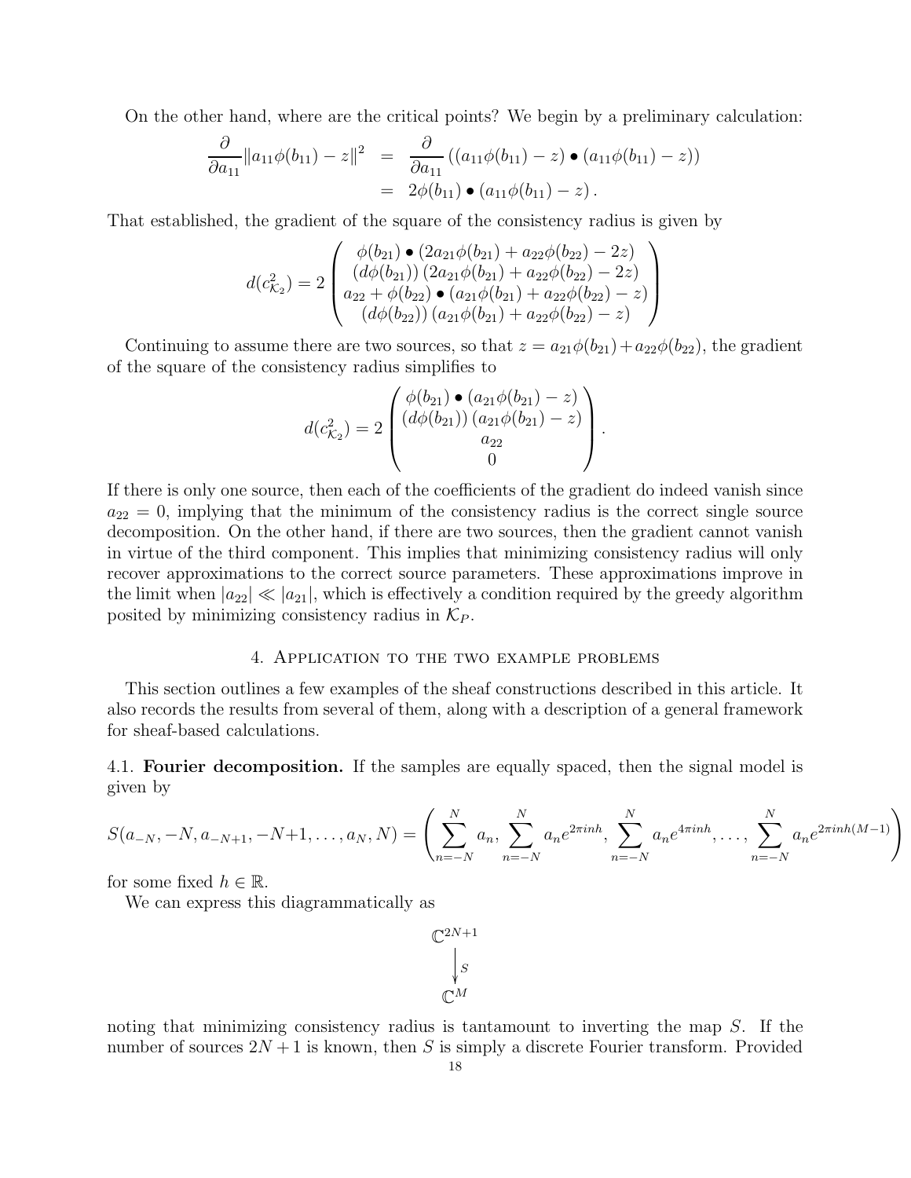On the other hand, where are the critical points? We begin by a preliminary calculation:

$$
\begin{aligned}
\frac{\partial}{\partial a_{11}} \|a_{11}\phi(b_{11}) - z\|^2 &= \frac{\partial}{\partial a_{11}} \left( (a_{11}\phi(b_{11}) - z) \bullet (a_{11}\phi(b_{11}) - z) \right) \\
&= 2\phi(b_{11}) \bullet (a_{11}\phi(b_{11}) - z) \, .
\end{aligned}
$$

That established, the gradient of the square of the consistency radius is given by

$$
d(c^2_{\mathcal{K}_2}) = 2 \begin{pmatrix} \phi(b_{21}) \bullet (2a_{21}\phi(b_{21}) + a_{22}\phi(b_{22}) - 2z) \\ (d\phi(b_{21}))\,(2a_{21}\phi(b_{21}) + a_{22}\phi(b_{22}) - 2z) \\ a_{22} + \phi(b_{22}) \bullet (a_{21}\phi(b_{21}) + a_{22}\phi(b_{22}) - z) \\ (d\phi(b_{22}))\,(a_{21}\phi(b_{21}) + a_{22}\phi(b_{22}) - z) \end{pmatrix}
$$

Continuing to assume there are two sources, so that $z = a_{21}\phi(b_{21}) + a_{22}\phi(b_{22})$, the gradient of the square of the consistency radius simplifies to

$$
d(c^2_{\mathcal{K}_2}) = 2 \begin{pmatrix} \phi(b_{21}) \bullet (a_{21}\phi(b_{21}) - z) \\ (d\phi(b_{21}))\,(a_{21}\phi(b_{21}) - z) \\ a_{22} \\ 0 \end{pmatrix}.
$$

If there is only one source, then each of the coefficients of the gradient do indeed vanish since $a_{22} = 0$, implying that the minimum of the consistency radius is the correct single source decomposition. On the other hand, if there are two sources, then the gradient cannot vanish in virtue of the third component. This implies that minimizing consistency radius will only recover approximations to the correct source parameters. These approximations improve in the limit when $|a_{22}| \ll |a_{21}|$, which is effectively a condition required by the greedy algorithm posited by minimizing consistency radius in $\mathcal{K}_P$.

## 4. Application to the two example problems

This section outlines a few examples of the sheaf constructions described in this article. It also records the results from several of them, along with a description of a general framework for sheaf-based calculations.

**4.1. Fourier decomposition.** If the samples are equally spaced, then the signal model is given by

$$
S(a_{-N}, -N, a_{-N+1}, -N+1, \ldots, a_N, N) = \left( \sum_{n=-N}^{N} a_n, \sum_{n=-N}^{N} a_n e^{2\pi i n h}, \sum_{n=-N}^{N} a_n e^{4\pi i n h}, \ldots, \sum_{n=-N}^{N} a_n e^{2\pi i n h(M-1)} \right)
$$

for some fixed $h \in \mathbb{R}$.

We can express this diagrammatically as

$$
\begin{array}{c} \mathbb{C}^{2N+1} \\ \big\downarrow S \\ \mathbb{C}^{M} \end{array}
$$

noting that minimizing consistency radius is tantamount to inverting the map $S$. If the number of sources $2N + 1$ is known, then $S$ is simply a discrete Fourier transform. Provided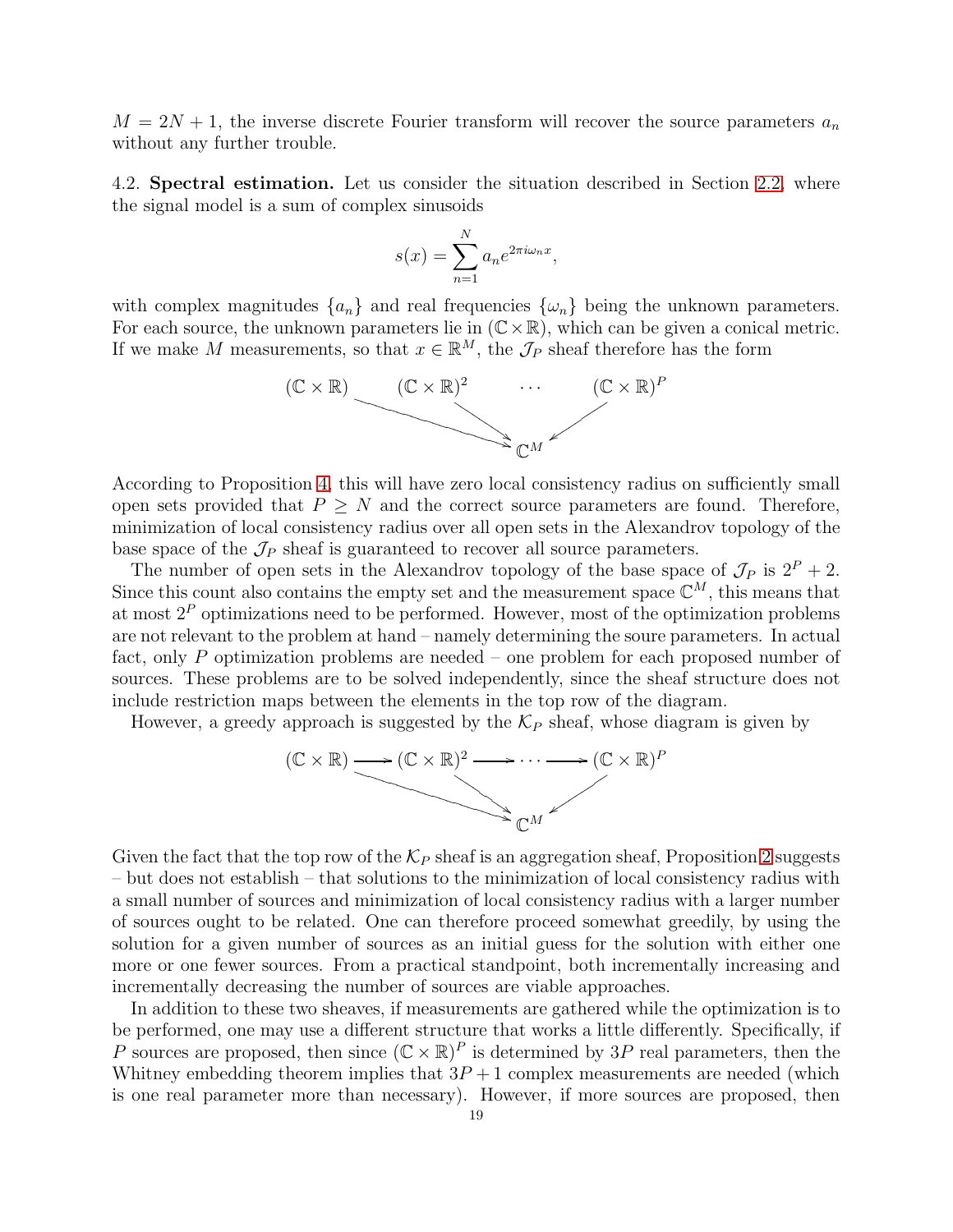$M = 2N + 1$, the inverse discrete Fourier transform will recover the source parameters $a_n$ without any further trouble.

4.2. **Spectral estimation.** Let us consider the situation described in Section 2.2, where the signal model is a sum of complex sinusoids

$$s(x) = \sum_{n=1}^{N} a_n e^{2\pi i \omega_n x},$$

with complex magnitudes $\{a_n\}$ and real frequencies $\{\omega_n\}$ being the unknown parameters. For each source, the unknown parameters lie in $(\mathbb{C} \times \mathbb{R})$, which can be given a conical metric. If we make $M$ measurements, so that $x \in \mathbb{R}^M$, the $\mathcal{J}_P$ sheaf therefore has the form

$$\begin{array}{ccccccc} (\mathbb{C} \times \mathbb{R}) & & (\mathbb{C} \times \mathbb{R})^2 & & \cdots & & (\mathbb{C} \times \mathbb{R})^P \\ & \searrow & & \searrow & & \swarrow & \\ & & & \mathbb{C}^M & & & \end{array}$$

According to Proposition 4, this will have zero local consistency radius on sufficiently small open sets provided that $P \geq N$ and the correct source parameters are found. Therefore, minimization of local consistency radius over all open sets in the Alexandrov topology of the base space of the $\mathcal{J}_P$ sheaf is guaranteed to recover all source parameters.

The number of open sets in the Alexandrov topology of the base space of $\mathcal{J}_P$ is $2^P + 2$. Since this count also contains the empty set and the measurement space $\mathbb{C}^M$, this means that at most $2^P$ optimizations need to be performed. However, most of the optimization problems are not relevant to the problem at hand – namely determining the soure parameters. In actual fact, only $P$ optimization problems are needed – one problem for each proposed number of sources. These problems are to be solved independently, since the sheaf structure does not include restriction maps between the elements in the top row of the diagram.

However, a greedy approach is suggested by the $\mathcal{K}_P$ sheaf, whose diagram is given by

$$\begin{array}{ccccccc} (\mathbb{C} \times \mathbb{R}) & \longrightarrow & (\mathbb{C} \times \mathbb{R})^2 & \longrightarrow & \cdots & \longrightarrow & (\mathbb{C} \times \mathbb{R})^P \\ & \searrow & & \searrow & & \swarrow & \\ & & & \mathbb{C}^M & & & \end{array}$$

Given the fact that the top row of the $\mathcal{K}_P$ sheaf is an aggregation sheaf, Proposition 2 suggests – but does not establish – that solutions to the minimization of local consistency radius with a small number of sources and minimization of local consistency radius with a larger number of sources ought to be related. One can therefore proceed somewhat greedily, by using the solution for a given number of sources as an initial guess for the solution with either one more or one fewer sources. From a practical standpoint, both incrementally increasing and incrementally decreasing the number of sources are viable approaches.

In addition to these two sheaves, if measurements are gathered while the optimization is to be performed, one may use a different structure that works a little differently. Specifically, if $P$ sources are proposed, then since $(\mathbb{C} \times \mathbb{R})^P$ is determined by $3P$ real parameters, then the Whitney embedding theorem implies that $3P + 1$ complex measurements are needed (which is one real parameter more than necessary). However, if more sources are proposed, then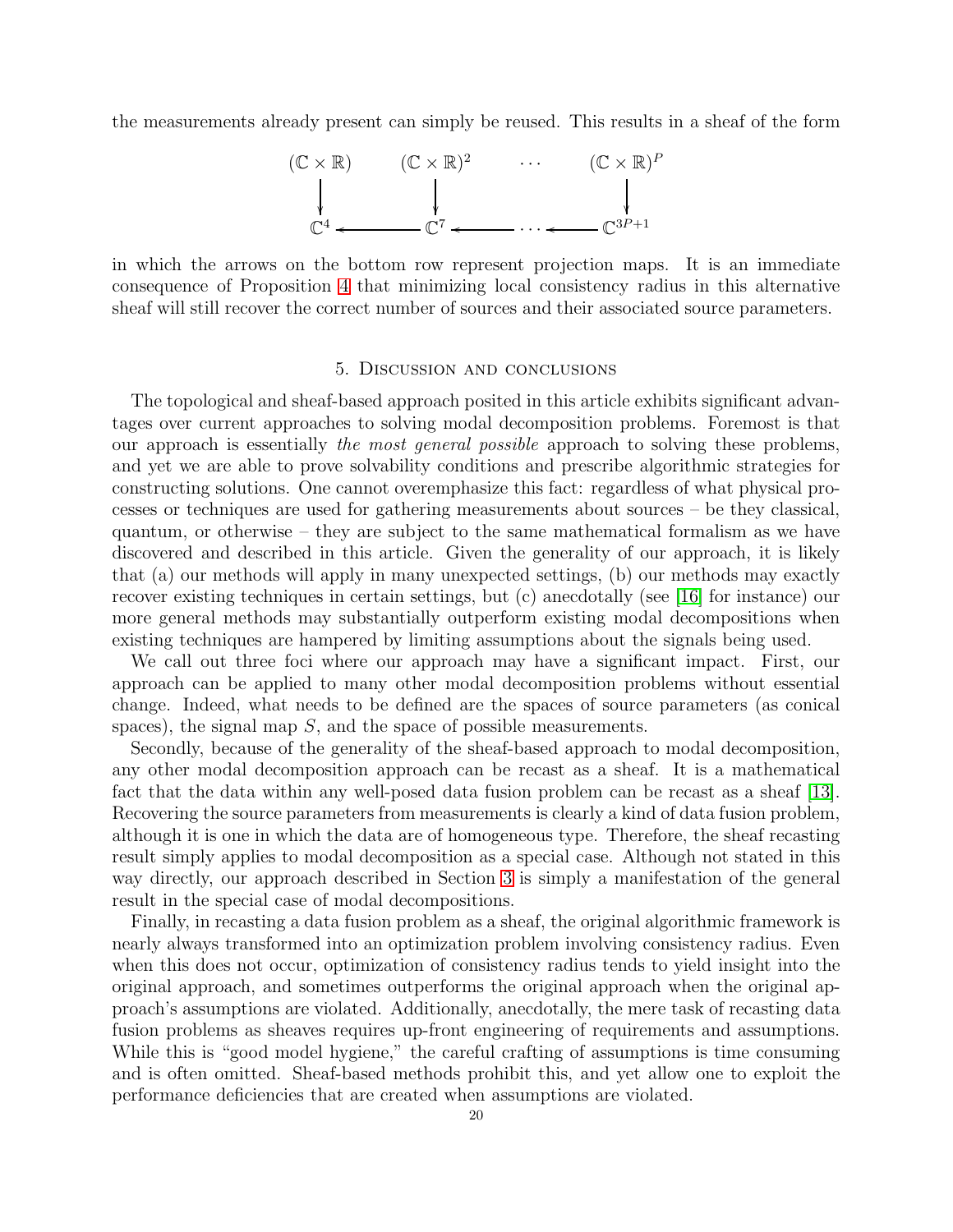the measurements already present can simply be reused. This results in a sheaf of the form

$$
\begin{array}{ccccccc}
(\mathbb{C} \times \mathbb{R}) & & (\mathbb{C} \times \mathbb{R})^2 & & \cdots & & (\mathbb{C} \times \mathbb{R})^P \\
\downarrow & & \downarrow & & & & \downarrow \\
\mathbb{C}^4 & \longleftarrow & \mathbb{C}^7 & \longleftarrow & \cdots & \longleftarrow & \mathbb{C}^{3P+1}
\end{array}
$$

in which the arrows on the bottom row represent projection maps. It is an immediate consequence of Proposition 4 that minimizing local consistency radius in this alternative sheaf will still recover the correct number of sources and their associated source parameters.

## 5. Discussion and conclusions

The topological and sheaf-based approach posited in this article exhibits significant advantages over current approaches to solving modal decomposition problems. Foremost is that our approach is essentially *the most general possible* approach to solving these problems, and yet we are able to prove solvability conditions and prescribe algorithmic strategies for constructing solutions. One cannot overemphasize this fact: regardless of what physical processes or techniques are used for gathering measurements about sources – be they classical, quantum, or otherwise – they are subject to the same mathematical formalism as we have discovered and described in this article. Given the generality of our approach, it is likely that (a) our methods will apply in many unexpected settings, (b) our methods may exactly recover existing techniques in certain settings, but (c) anecdotally (see [16] for instance) our more general methods may substantially outperform existing modal decompositions when existing techniques are hampered by limiting assumptions about the signals being used.

We call out three foci where our approach may have a significant impact. First, our approach can be applied to many other modal decomposition problems without essential change. Indeed, what needs to be defined are the spaces of source parameters (as conical spaces), the signal map $S$, and the space of possible measurements.

Secondly, because of the generality of the sheaf-based approach to modal decomposition, any other modal decomposition approach can be recast as a sheaf. It is a mathematical fact that the data within any well-posed data fusion problem can be recast as a sheaf [13]. Recovering the source parameters from measurements is clearly a kind of data fusion problem, although it is one in which the data are of homogeneous type. Therefore, the sheaf recasting result simply applies to modal decomposition as a special case. Although not stated in this way directly, our approach described in Section 3 is simply a manifestation of the general result in the special case of modal decompositions.

Finally, in recasting a data fusion problem as a sheaf, the original algorithmic framework is nearly always transformed into an optimization problem involving consistency radius. Even when this does not occur, optimization of consistency radius tends to yield insight into the original approach, and sometimes outperforms the original approach when the original approach's assumptions are violated. Additionally, anecdotally, the mere task of recasting data fusion problems as sheaves requires up-front engineering of requirements and assumptions. While this is "good model hygiene," the careful crafting of assumptions is time consuming and is often omitted. Sheaf-based methods prohibit this, and yet allow one to exploit the performance deficiencies that are created when assumptions are violated.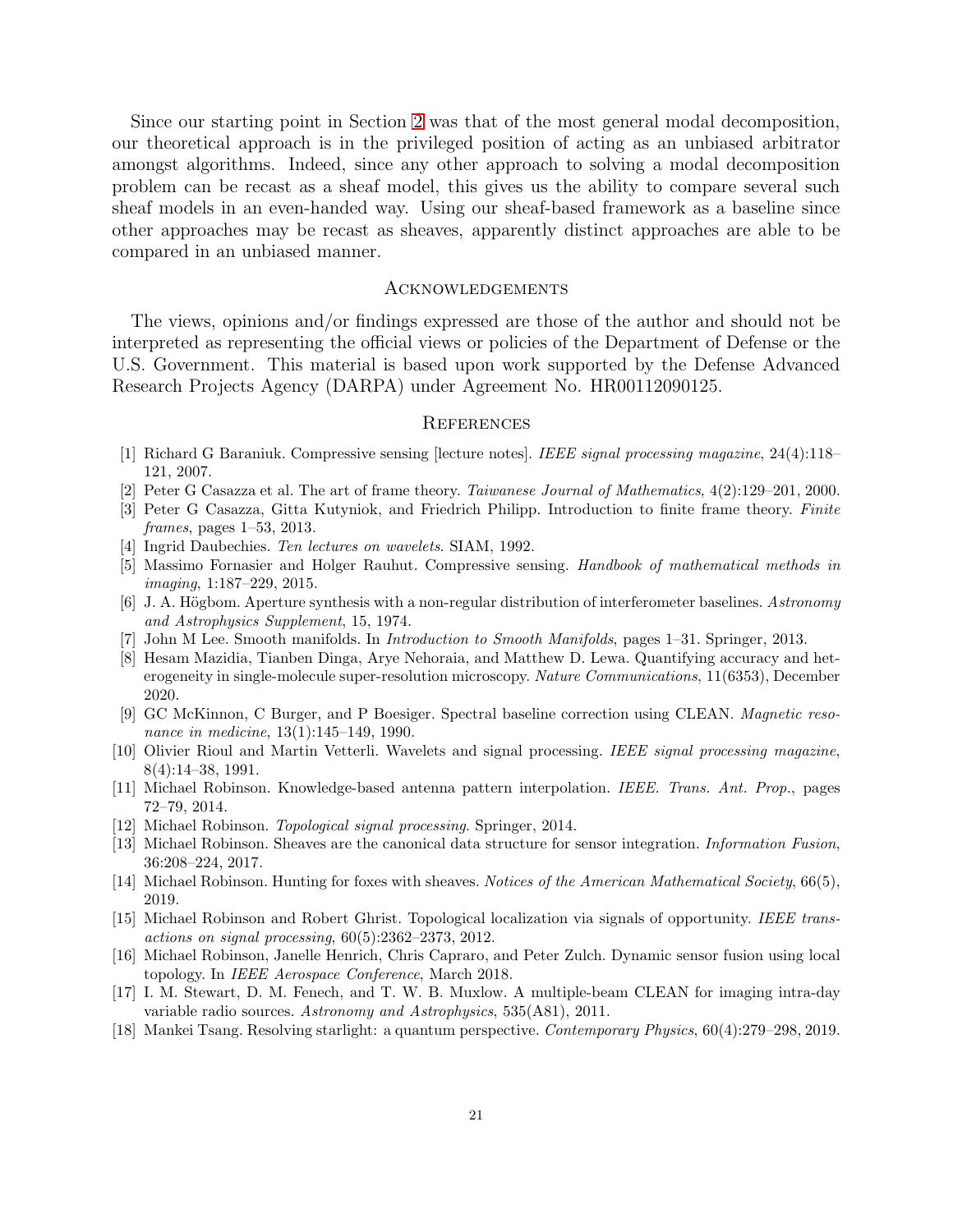Since our starting point in Section 2 was that of the most general modal decomposition, our theoretical approach is in the privileged position of acting as an unbiased arbitrator amongst algorithms. Indeed, since any other approach to solving a modal decomposition problem can be recast as a sheaf model, this gives us the ability to compare several such sheaf models in an even-handed way. Using our sheaf-based framework as a baseline since other approaches may be recast as sheaves, apparently distinct approaches are able to be compared in an unbiased manner.

## Acknowledgements

The views, opinions and/or findings expressed are those of the author and should not be interpreted as representing the official views or policies of the Department of Defense or the U.S. Government. This material is based upon work supported by the Defense Advanced Research Projects Agency (DARPA) under Agreement No. HR00112090125.

## References

[1] Richard G Baraniuk. Compressive sensing [lecture notes]. *IEEE signal processing magazine*, 24(4):118–121, 2007.

[2] Peter G Casazza et al. The art of frame theory. *Taiwanese Journal of Mathematics*, 4(2):129–201, 2000.

[3] Peter G Casazza, Gitta Kutyniok, and Friedrich Philipp. Introduction to finite frame theory. *Finite frames*, pages 1–53, 2013.

[4] Ingrid Daubechies. *Ten lectures on wavelets*. SIAM, 1992.

[5] Massimo Fornasier and Holger Rauhut. Compressive sensing. *Handbook of mathematical methods in imaging*, 1:187–229, 2015.

[6] J. A. Högbom. Aperture synthesis with a non-regular distribution of interferometer baselines. *Astronomy and Astrophysics Supplement*, 15, 1974.

[7] John M Lee. Smooth manifolds. In *Introduction to Smooth Manifolds*, pages 1–31. Springer, 2013.

[8] Hesam Mazidia, Tianben Dinga, Arye Nehoraia, and Matthew D. Lewa. Quantifying accuracy and heterogeneity in single-molecule super-resolution microscopy. *Nature Communications*, 11(6353), December 2020.

[9] GC McKinnon, C Burger, and P Boesiger. Spectral baseline correction using CLEAN. *Magnetic resonance in medicine*, 13(1):145–149, 1990.

[10] Olivier Rioul and Martin Vetterli. Wavelets and signal processing. *IEEE signal processing magazine*, 8(4):14–38, 1991.

[11] Michael Robinson. Knowledge-based antenna pattern interpolation. *IEEE. Trans. Ant. Prop.*, pages 72–79, 2014.

[12] Michael Robinson. *Topological signal processing*. Springer, 2014.

[13] Michael Robinson. Sheaves are the canonical data structure for sensor integration. *Information Fusion*, 36:208–224, 2017.

[14] Michael Robinson. Hunting for foxes with sheaves. *Notices of the American Mathematical Society*, 66(5), 2019.

[15] Michael Robinson and Robert Ghrist. Topological localization via signals of opportunity. *IEEE transactions on signal processing*, 60(5):2362–2373, 2012.

[16] Michael Robinson, Janelle Henrich, Chris Capraro, and Peter Zulch. Dynamic sensor fusion using local topology. In *IEEE Aerospace Conference*, March 2018.

[17] I. M. Stewart, D. M. Fenech, and T. W. B. Muxlow. A multiple-beam CLEAN for imaging intra-day variable radio sources. *Astronomy and Astrophysics*, 535(A81), 2011.

[18] Mankei Tsang. Resolving starlight: a quantum perspective. *Contemporary Physics*, 60(4):279–298, 2019.